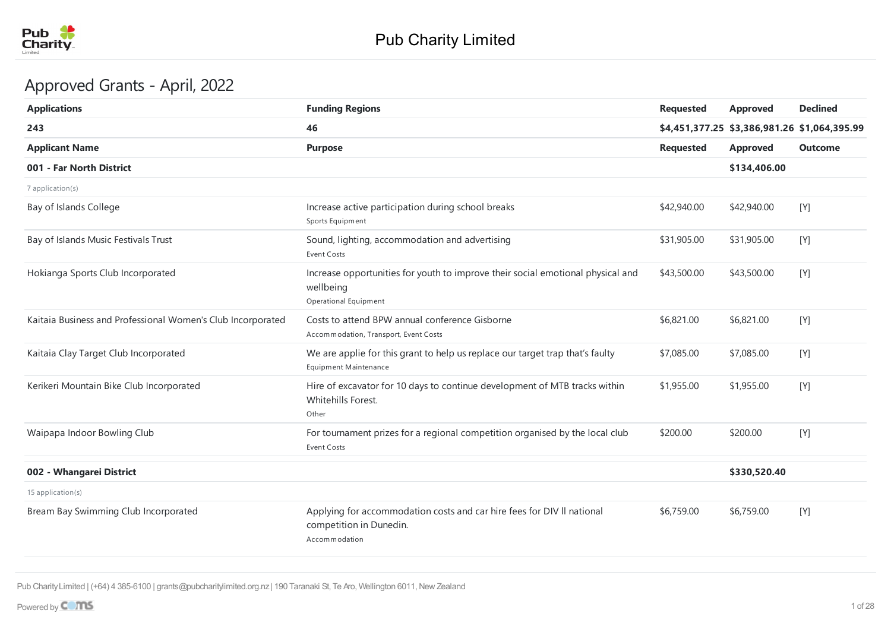# Pub Charity Limited

## Approved Grants - April, 2022

| Applications | Funding Regions | Requested | Approved | Declined |
|---|---|---|---|---|
| **243** | **46** | **$4,451,377.25** | **$3,386,981.26** | **$1,064,395.99** |

| Applicant Name | Purpose | Requested | Approved | Outcome |
|---|---|---|---|---|
| **001 - Far North District** | | | **$134,406.00** | |
| 7 application(s) | | | | |
| Bay of Islands College | Increase active participation during school breaks<br>Sports Equipment | $42,940.00 | $42,940.00 | [Y] |
| Bay of Islands Music Festivals Trust | Sound, lighting, accommodation and advertising<br>Event Costs | $31,905.00 | $31,905.00 | [Y] |
| Hokianga Sports Club Incorporated | Increase opportunities for youth to improve their social emotional physical and wellbeing<br>Operational Equipment | $43,500.00 | $43,500.00 | [Y] |
| Kaitaia Business and Professional Women's Club Incorporated | Costs to attend BPW annual conference Gisborne<br>Accommodation, Transport, Event Costs | $6,821.00 | $6,821.00 | [Y] |
| Kaitaia Clay Target Club Incorporated | We are applie for this grant to help us replace our target trap that's faulty<br>Equipment Maintenance | $7,085.00 | $7,085.00 | [Y] |
| Kerikeri Mountain Bike Club Incorporated | Hire of excavator for 10 days to continue development of MTB tracks within Whitehills Forest.<br>Other | $1,955.00 | $1,955.00 | [Y] |
| Waipapa Indoor Bowling Club | For tournament prizes for a regional competition organised by the local club<br>Event Costs | $200.00 | $200.00 | [Y] |
| **002 - Whangarei District** | | | **$330,520.40** | |
| 15 application(s) | | | | |
| Bream Bay Swimming Club Incorporated | Applying for accommodation costs and car hire fees for DIV II national competition in Dunedin.<br>Accommodation | $6,759.00 | $6,759.00 | [Y] |

Pub Charity Limited | (+64) 4 385-6100 | grants@pubcharitylimited.org.nz | 190 Taranaki St, Te Aro, Wellington 6011, New Zealand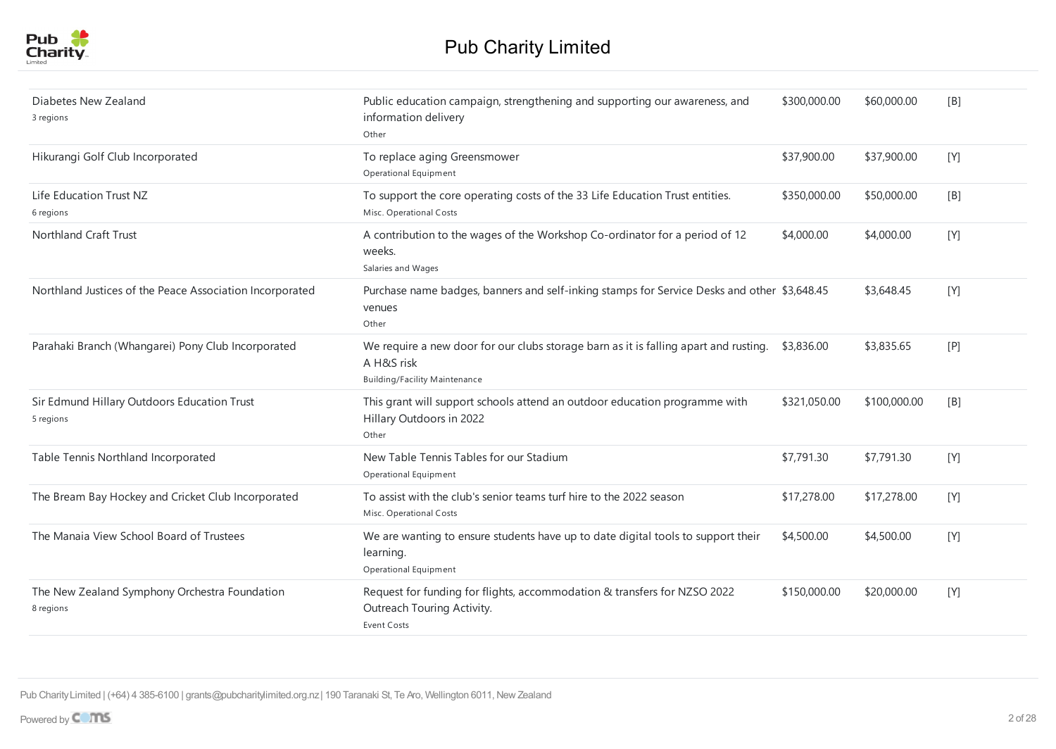# Pub Charity Limited

| Organisation | Purpose | Requested | Granted | Status |
|---|---|---|---|---|
| Diabetes New Zealand<br>3 regions | Public education campaign, strengthening and supporting our awareness, and information delivery<br>Other | $300,000.00 | $60,000.00 | [B] |
| Hikurangi Golf Club Incorporated | To replace aging Greensmower<br>Operational Equipment | $37,900.00 | $37,900.00 | [Y] |
| Life Education Trust NZ<br>6 regions | To support the core operating costs of the 33 Life Education Trust entities.<br>Misc. Operational Costs | $350,000.00 | $50,000.00 | [B] |
| Northland Craft Trust | A contribution to the wages of the Workshop Co-ordinator for a period of 12 weeks.<br>Salaries and Wages | $4,000.00 | $4,000.00 | [Y] |
| Northland Justices of the Peace Association Incorporated | Purchase name badges, banners and self-inking stamps for Service Desks and other venues<br>Other | $3,648.45 | $3,648.45 | [Y] |
| Parahaki Branch (Whangarei) Pony Club Incorporated | We require a new door for our clubs storage barn as it is falling apart and rusting. A H&S risk<br>Building/Facility Maintenance | $3,836.00 | $3,835.65 | [P] |
| Sir Edmund Hillary Outdoors Education Trust<br>5 regions | This grant will support schools attend an outdoor education programme with Hillary Outdoors in 2022<br>Other | $321,050.00 | $100,000.00 | [B] |
| Table Tennis Northland Incorporated | New Table Tennis Tables for our Stadium<br>Operational Equipment | $7,791.30 | $7,791.30 | [Y] |
| The Bream Bay Hockey and Cricket Club Incorporated | To assist with the club's senior teams turf hire to the 2022 season<br>Misc. Operational Costs | $17,278.00 | $17,278.00 | [Y] |
| The Manaia View School Board of Trustees | We are wanting to ensure students have up to date digital tools to support their learning.<br>Operational Equipment | $4,500.00 | $4,500.00 | [Y] |
| The New Zealand Symphony Orchestra Foundation<br>8 regions | Request for funding for flights, accommodation & transfers for NZSO 2022 Outreach Touring Activity.<br>Event Costs | $150,000.00 | $20,000.00 | [Y] |

Pub Charity Limited | (+64) 4 385-6100 | grants@pubcharitylimited.org.nz | 190 Taranaki St, Te Aro, Wellington 6011, New Zealand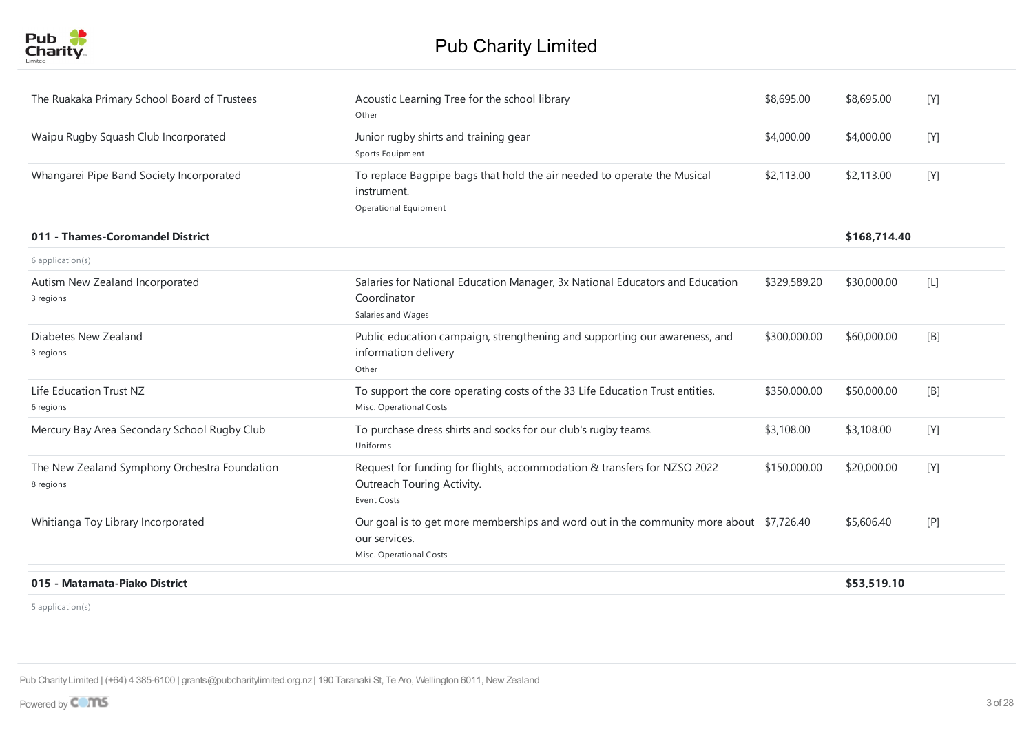| | | | | |
|---|---|---|---|---|
| The Ruakaka Primary School Board of Trustees | Acoustic Learning Tree for the school library<br>Other | $8,695.00 | $8,695.00 | [Y] |
| Waipu Rugby Squash Club Incorporated | Junior rugby shirts and training gear<br>Sports Equipment | $4,000.00 | $4,000.00 | [Y] |
| Whangarei Pipe Band Society Incorporated | To replace Bagpipe bags that hold the air needed to operate the Musical instrument.<br>Operational Equipment | $2,113.00 | $2,113.00 | [Y] |
| **011 - Thames-Coromandel District** | | | **$168,714.40** | |
| 6 application(s) | | | | |
| Autism New Zealand Incorporated<br>3 regions | Salaries for National Education Manager, 3x National Educators and Education Coordinator<br>Salaries and Wages | $329,589.20 | $30,000.00 | [L] |
| Diabetes New Zealand<br>3 regions | Public education campaign, strengthening and supporting our awareness, and information delivery<br>Other | $300,000.00 | $60,000.00 | [B] |
| Life Education Trust NZ<br>6 regions | To support the core operating costs of the 33 Life Education Trust entities.<br>Misc. Operational Costs | $350,000.00 | $50,000.00 | [B] |
| Mercury Bay Area Secondary School Rugby Club | To purchase dress shirts and socks for our club's rugby teams.<br>Uniforms | $3,108.00 | $3,108.00 | [Y] |
| The New Zealand Symphony Orchestra Foundation<br>8 regions | Request for funding for flights, accommodation & transfers for NZSO 2022 Outreach Touring Activity.<br>Event Costs | $150,000.00 | $20,000.00 | [Y] |
| Whitianga Toy Library Incorporated | Our goal is to get more memberships and word out in the community more about our services.<br>Misc. Operational Costs | $7,726.40 | $5,606.40 | [P] |
| **015 - Matamata-Piako District** | | | **$53,519.10** | |
| 5 application(s) | | | | |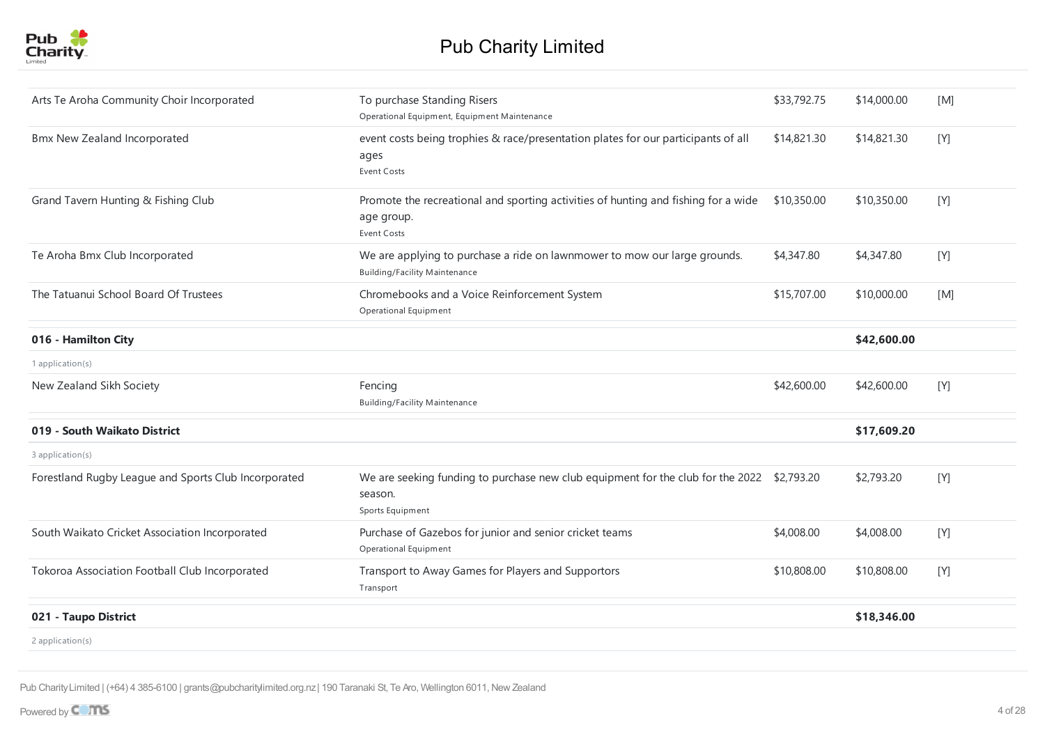# Pub Charity Limited

| | | | | |
|---|---|---|---|---|
| Arts Te Aroha Community Choir Incorporated | To purchase Standing Risers<br>Operational Equipment, Equipment Maintenance | $33,792.75 | $14,000.00 | [M] |
| Bmx New Zealand Incorporated | event costs being trophies & race/presentation plates for our participants of all ages<br>Event Costs | $14,821.30 | $14,821.30 | [Y] |
| Grand Tavern Hunting & Fishing Club | Promote the recreational and sporting activities of hunting and fishing for a wide age group.<br>Event Costs | $10,350.00 | $10,350.00 | [Y] |
| Te Aroha Bmx Club Incorporated | We are applying to purchase a ride on lawnmower to mow our large grounds.<br>Building/Facility Maintenance | $4,347.80 | $4,347.80 | [Y] |
| The Tatuanui School Board Of Trustees | Chromebooks and a Voice Reinforcement System<br>Operational Equipment | $15,707.00 | $10,000.00 | [M] |
| **016 - Hamilton City** | | | **$42,600.00** | |
| 1 application(s) | | | | |
| New Zealand Sikh Society | Fencing<br>Building/Facility Maintenance | $42,600.00 | $42,600.00 | [Y] |
| **019 - South Waikato District** | | | **$17,609.20** | |
| 3 application(s) | | | | |
| Forestland Rugby League and Sports Club Incorporated | We are seeking funding to purchase new club equipment for the club for the 2022 season.<br>Sports Equipment | $2,793.20 | $2,793.20 | [Y] |
| South Waikato Cricket Association Incorporated | Purchase of Gazebos for junior and senior cricket teams<br>Operational Equipment | $4,008.00 | $4,008.00 | [Y] |
| Tokoroa Association Football Club Incorporated | Transport to Away Games for Players and Supportors<br>Transport | $10,808.00 | $10,808.00 | [Y] |
| **021 - Taupo District** | | | **$18,346.00** | |
| 2 application(s) | | | | |

Pub Charity Limited | (+64) 4 385-6100 | grants@pubcharitylimited.org.nz | 190 Taranaki St, Te Aro, Wellington 6011, New Zealand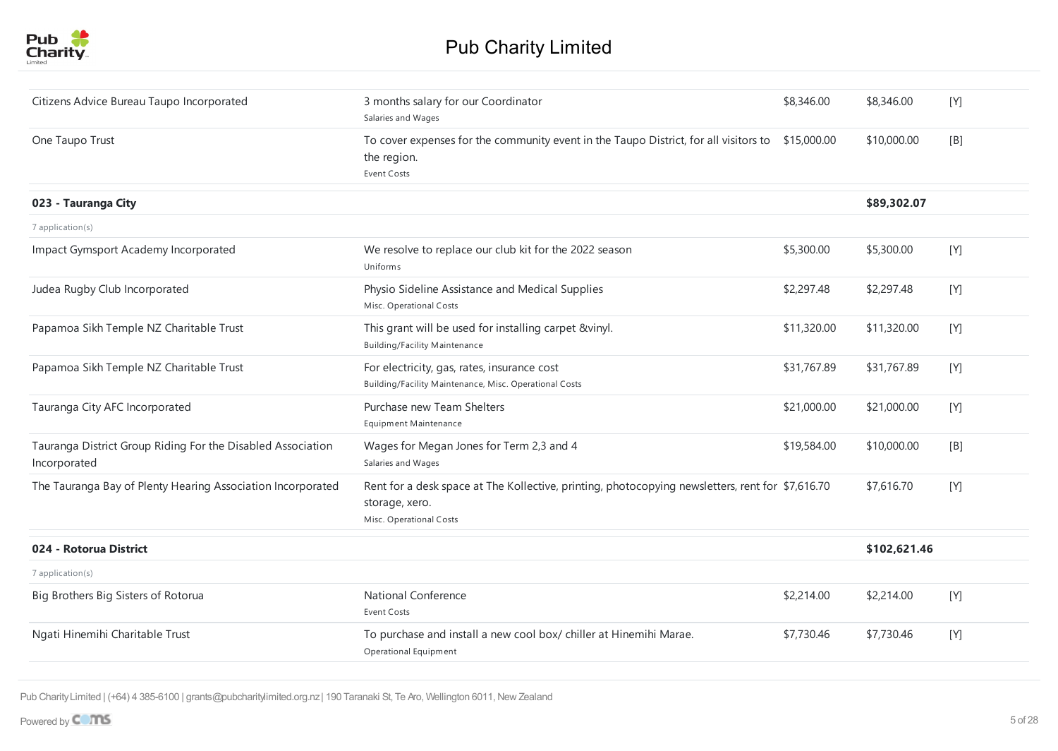# Pub Charity Limited

| Organisation | Purpose | Requested | Granted | Status |
|---|---|---|---|---|
| Citizens Advice Bureau Taupo Incorporated | 3 months salary for our Coordinator<br>Salaries and Wages | $8,346.00 | $8,346.00 | [Y] |
| One Taupo Trust | To cover expenses for the community event in the Taupo District, for all visitors to the region.<br>Event Costs | $15,000.00 | $10,000.00 | [B] |
| **023 - Tauranga City** | | | **$89,302.07** | |
| 7 application(s) | | | | |
| Impact Gymsport Academy Incorporated | We resolve to replace our club kit for the 2022 season<br>Uniforms | $5,300.00 | $5,300.00 | [Y] |
| Judea Rugby Club Incorporated | Physio Sideline Assistance and Medical Supplies<br>Misc. Operational Costs | $2,297.48 | $2,297.48 | [Y] |
| Papamoa Sikh Temple NZ Charitable Trust | This grant will be used for installing carpet &vinyl.<br>Building/Facility Maintenance | $11,320.00 | $11,320.00 | [Y] |
| Papamoa Sikh Temple NZ Charitable Trust | For electricity, gas, rates, insurance cost<br>Building/Facility Maintenance, Misc. Operational Costs | $31,767.89 | $31,767.89 | [Y] |
| Tauranga City AFC Incorporated | Purchase new Team Shelters<br>Equipment Maintenance | $21,000.00 | $21,000.00 | [Y] |
| Tauranga District Group Riding For the Disabled Association Incorporated | Wages for Megan Jones for Term 2,3 and 4<br>Salaries and Wages | $19,584.00 | $10,000.00 | [B] |
| The Tauranga Bay of Plenty Hearing Association Incorporated | Rent for a desk space at The Kollective, printing, photocopying newsletters, rent for storage, xero.<br>Misc. Operational Costs | $7,616.70 | $7,616.70 | [Y] |
| **024 - Rotorua District** | | | **$102,621.46** | |
| 7 application(s) | | | | |
| Big Brothers Big Sisters of Rotorua | National Conference<br>Event Costs | $2,214.00 | $2,214.00 | [Y] |
| Ngati Hinemihi Charitable Trust | To purchase and install a new cool box/ chiller at Hinemihi Marae.<br>Operational Equipment | $7,730.46 | $7,730.46 | [Y] |

Pub Charity Limited | (+64) 4 385-6100 | grants@pubcharitylimited.org.nz | 190 Taranaki St, Te Aro, Wellington 6011, New Zealand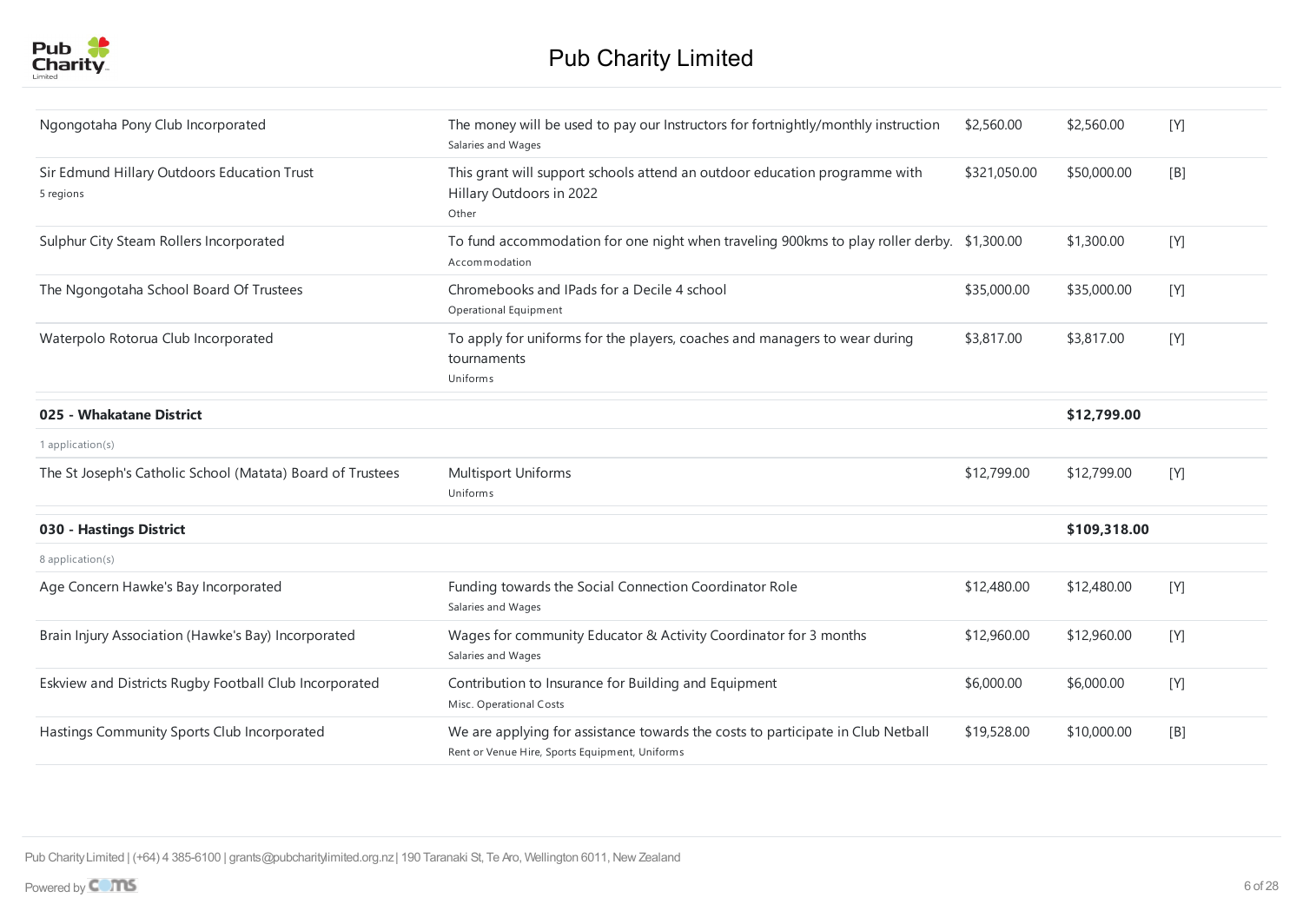| Organisation | Purpose | Requested | Granted | Status |
|---|---|---|---|---|
| Ngongotaha Pony Club Incorporated | The money will be used to pay our Instructors for fortnightly/monthly instruction<br>Salaries and Wages | $2,560.00 | $2,560.00 | [Y] |
| Sir Edmund Hillary Outdoors Education Trust<br>5 regions | This grant will support schools attend an outdoor education programme with Hillary Outdoors in 2022<br>Other | $321,050.00 | $50,000.00 | [B] |
| Sulphur City Steam Rollers Incorporated | To fund accommodation for one night when traveling 900kms to play roller derby.<br>Accommodation | $1,300.00 | $1,300.00 | [Y] |
| The Ngongotaha School Board Of Trustees | Chromebooks and IPads for a Decile 4 school<br>Operational Equipment | $35,000.00 | $35,000.00 | [Y] |
| Waterpolo Rotorua Club Incorporated | To apply for uniforms for the players, coaches and managers to wear during tournaments<br>Uniforms | $3,817.00 | $3,817.00 | [Y] |
| **025 - Whakatane District** | | | **$12,799.00** | |
| 1 application(s) | | | | |
| The St Joseph's Catholic School (Matata) Board of Trustees | Multisport Uniforms<br>Uniforms | $12,799.00 | $12,799.00 | [Y] |
| **030 - Hastings District** | | | **$109,318.00** | |
| 8 application(s) | | | | |
| Age Concern Hawke's Bay Incorporated | Funding towards the Social Connection Coordinator Role<br>Salaries and Wages | $12,480.00 | $12,480.00 | [Y] |
| Brain Injury Association (Hawke's Bay) Incorporated | Wages for community Educator & Activity Coordinator for 3 months<br>Salaries and Wages | $12,960.00 | $12,960.00 | [Y] |
| Eskview and Districts Rugby Football Club Incorporated | Contribution to Insurance for Building and Equipment<br>Misc. Operational Costs | $6,000.00 | $6,000.00 | [Y] |
| Hastings Community Sports Club Incorporated | We are applying for assistance towards the costs to participate in Club Netball<br>Rent or Venue Hire, Sports Equipment, Uniforms | $19,528.00 | $10,000.00 | [B] |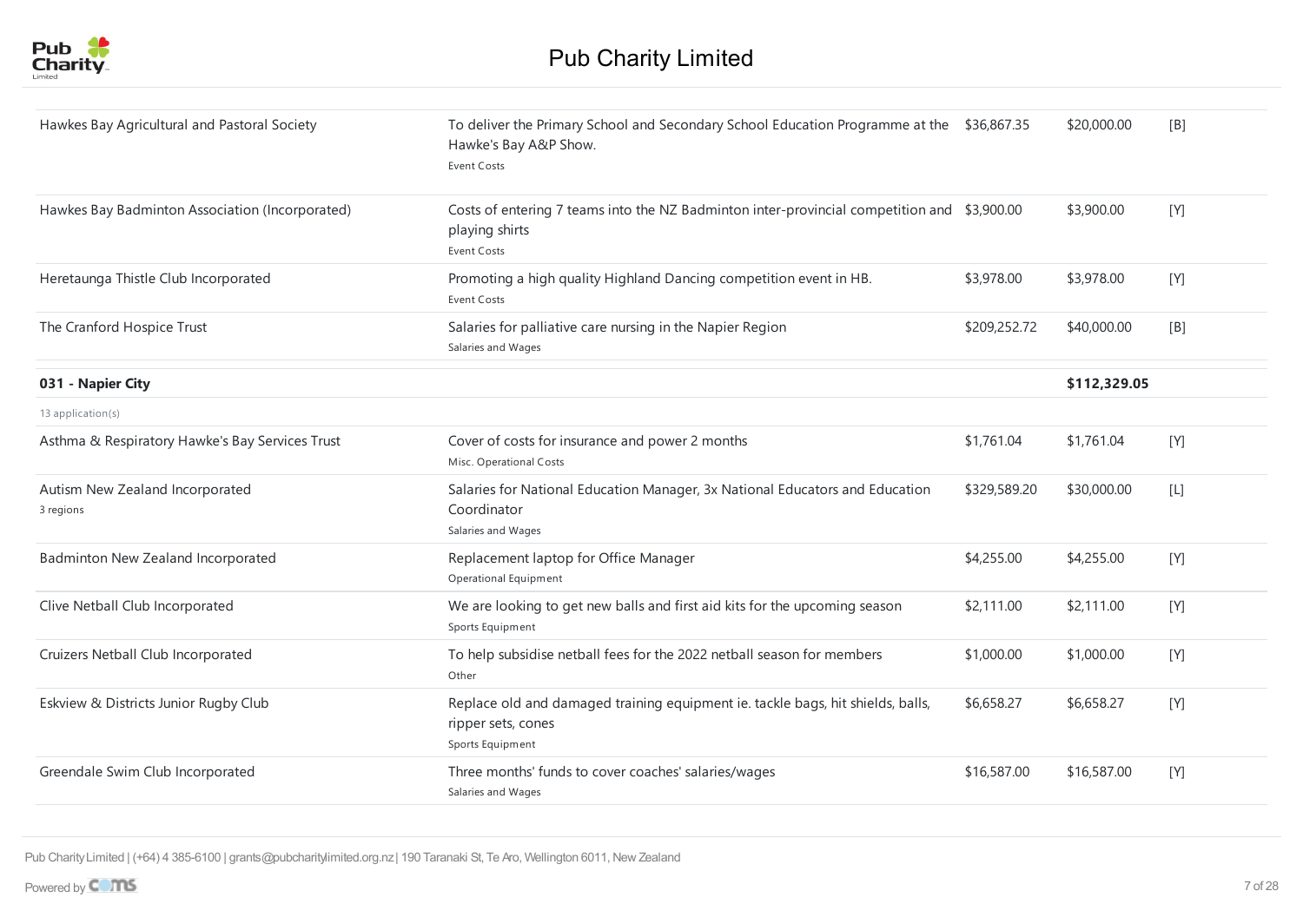| | | | | |
|---|---|---|---|---|
| Hawkes Bay Agricultural and Pastoral Society | To deliver the Primary School and Secondary School Education Programme at the Hawke's Bay A&P Show.<br>Event Costs | $36,867.35 | $20,000.00 | [B] |
| Hawkes Bay Badminton Association (Incorporated) | Costs of entering 7 teams into the NZ Badminton inter-provincial competition and playing shirts<br>Event Costs | $3,900.00 | $3,900.00 | [Y] |
| Heretaunga Thistle Club Incorporated | Promoting a high quality Highland Dancing competition event in HB.<br>Event Costs | $3,978.00 | $3,978.00 | [Y] |
| The Cranford Hospice Trust | Salaries for palliative care nursing in the Napier Region<br>Salaries and Wages | $209,252.72 | $40,000.00 | [B] |
| **031 - Napier City** | | | **$112,329.05** | |
| 13 application(s) | | | | |
| Asthma & Respiratory Hawke's Bay Services Trust | Cover of costs for insurance and power 2 months<br>Misc. Operational Costs | $1,761.04 | $1,761.04 | [Y] |
| Autism New Zealand Incorporated<br>3 regions | Salaries for National Education Manager, 3x National Educators and Education Coordinator<br>Salaries and Wages | $329,589.20 | $30,000.00 | [L] |
| Badminton New Zealand Incorporated | Replacement laptop for Office Manager<br>Operational Equipment | $4,255.00 | $4,255.00 | [Y] |
| Clive Netball Club Incorporated | We are looking to get new balls and first aid kits for the upcoming season<br>Sports Equipment | $2,111.00 | $2,111.00 | [Y] |
| Cruizers Netball Club Incorporated | To help subsidise netball fees for the 2022 netball season for members<br>Other | $1,000.00 | $1,000.00 | [Y] |
| Eskview & Districts Junior Rugby Club | Replace old and damaged training equipment ie. tackle bags, hit shields, balls, ripper sets, cones<br>Sports Equipment | $6,658.27 | $6,658.27 | [Y] |
| Greendale Swim Club Incorporated | Three months' funds to cover coaches' salaries/wages<br>Salaries and Wages | $16,587.00 | $16,587.00 | [Y] |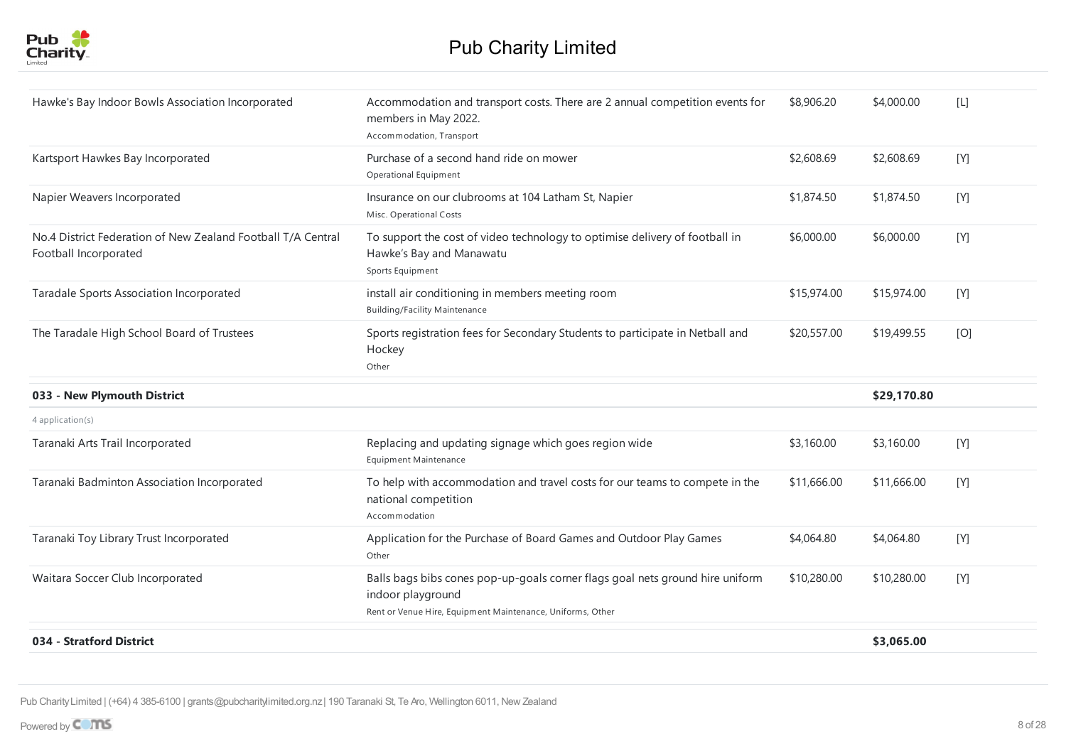| | | | | |
|---|---|---|---|---|
| Hawke's Bay Indoor Bowls Association Incorporated | Accommodation and transport costs. There are 2 annual competition events for members in May 2022.<br>Accommodation, Transport | $8,906.20 | $4,000.00 | [L] |
| Kartsport Hawkes Bay Incorporated | Purchase of a second hand ride on mower<br>Operational Equipment | $2,608.69 | $2,608.69 | [Y] |
| Napier Weavers Incorporated | Insurance on our clubrooms at 104 Latham St, Napier<br>Misc. Operational Costs | $1,874.50 | $1,874.50 | [Y] |
| No.4 District Federation of New Zealand Football T/A Central Football Incorporated | To support the cost of video technology to optimise delivery of football in Hawke's Bay and Manawatu<br>Sports Equipment | $6,000.00 | $6,000.00 | [Y] |
| Taradale Sports Association Incorporated | install air conditioning in members meeting room<br>Building/Facility Maintenance | $15,974.00 | $15,974.00 | [Y] |
| The Taradale High School Board of Trustees | Sports registration fees for Secondary Students to participate in Netball and Hockey<br>Other | $20,557.00 | $19,499.55 | [O] |
| **033 - New Plymouth District** | | | **$29,170.80** | |
| 4 application(s) | | | | |
| Taranaki Arts Trail Incorporated | Replacing and updating signage which goes region wide<br>Equipment Maintenance | $3,160.00 | $3,160.00 | [Y] |
| Taranaki Badminton Association Incorporated | To help with accommodation and travel costs for our teams to compete in the national competition<br>Accommodation | $11,666.00 | $11,666.00 | [Y] |
| Taranaki Toy Library Trust Incorporated | Application for the Purchase of Board Games and Outdoor Play Games<br>Other | $4,064.80 | $4,064.80 | [Y] |
| Waitara Soccer Club Incorporated | Balls bags bibs cones pop-up-goals corner flags goal nets ground hire uniform indoor playground<br>Rent or Venue Hire, Equipment Maintenance, Uniforms, Other | $10,280.00 | $10,280.00 | [Y] |
| **034 - Stratford District** | | | **$3,065.00** | |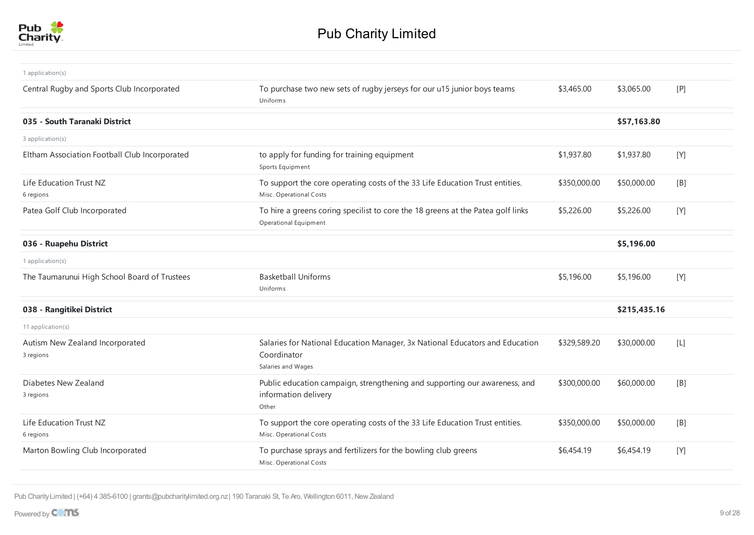# Pub Charity Limited

| | | | | |
|---|---|---|---|---|
| 1 application(s) | | | | |
| Central Rugby and Sports Club Incorporated | To purchase two new sets of rugby jerseys for our u15 junior boys teams<br>Uniforms | $3,465.00 | $3,065.00 | [P] |
| **035 - South Taranaki District** | | | **$57,163.80** | |
| 3 application(s) | | | | |
| Eltham Association Football Club Incorporated | to apply for funding for training equipment<br>Sports Equipment | $1,937.80 | $1,937.80 | [Y] |
| Life Education Trust NZ<br>6 regions | To support the core operating costs of the 33 Life Education Trust entities.<br>Misc. Operational Costs | $350,000.00 | $50,000.00 | [B] |
| Patea Golf Club Incorporated | To hire a greens coring specilist to core the 18 greens at the Patea golf links<br>Operational Equipment | $5,226.00 | $5,226.00 | [Y] |
| **036 - Ruapehu District** | | | **$5,196.00** | |
| 1 application(s) | | | | |
| The Taumarunui High School Board of Trustees | Basketball Uniforms<br>Uniforms | $5,196.00 | $5,196.00 | [Y] |
| **038 - Rangitikei District** | | | **$215,435.16** | |
| 11 application(s) | | | | |
| Autism New Zealand Incorporated<br>3 regions | Salaries for National Education Manager, 3x National Educators and Education Coordinator<br>Salaries and Wages | $329,589.20 | $30,000.00 | [L] |
| Diabetes New Zealand<br>3 regions | Public education campaign, strengthening and supporting our awareness, and information delivery<br>Other | $300,000.00 | $60,000.00 | [B] |
| Life Education Trust NZ<br>6 regions | To support the core operating costs of the 33 Life Education Trust entities.<br>Misc. Operational Costs | $350,000.00 | $50,000.00 | [B] |
| Marton Bowling Club Incorporated | To purchase sprays and fertilizers for the bowling club greens<br>Misc. Operational Costs | $6,454.19 | $6,454.19 | [Y] |

Pub Charity Limited | (+64) 4 385-6100 | grants@pubcharitylimited.org.nz | 190 Taranaki St, Te Aro, Wellington 6011, New Zealand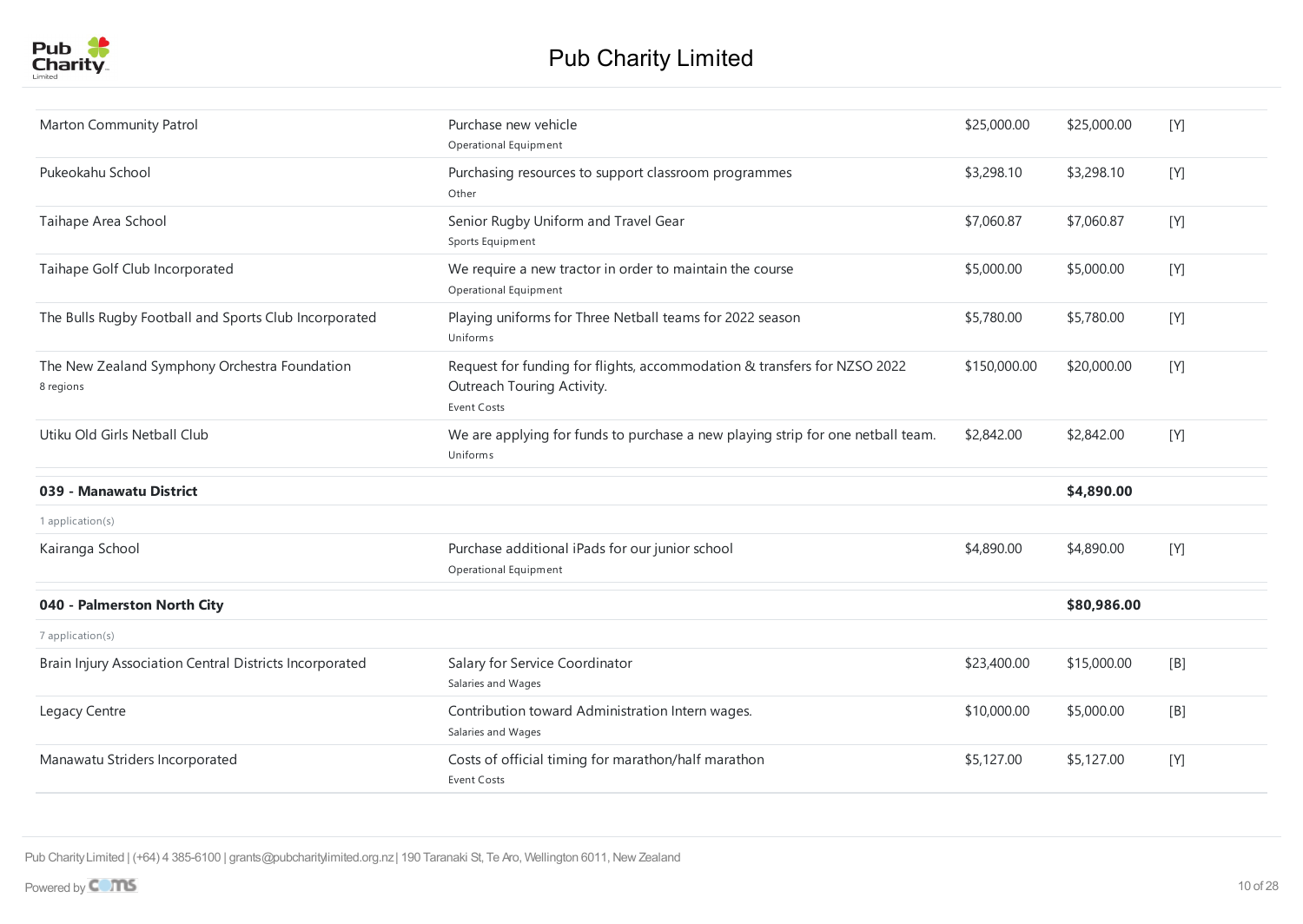# Pub Charity Limited

| | | | | |
|---|---|---|---|---|
| Marton Community Patrol | Purchase new vehicle<br>Operational Equipment | $25,000.00 | $25,000.00 | [Y] |
| Pukeokahu School | Purchasing resources to support classroom programmes<br>Other | $3,298.10 | $3,298.10 | [Y] |
| Taihape Area School | Senior Rugby Uniform and Travel Gear<br>Sports Equipment | $7,060.87 | $7,060.87 | [Y] |
| Taihape Golf Club Incorporated | We require a new tractor in order to maintain the course<br>Operational Equipment | $5,000.00 | $5,000.00 | [Y] |
| The Bulls Rugby Football and Sports Club Incorporated | Playing uniforms for Three Netball teams for 2022 season<br>Uniforms | $5,780.00 | $5,780.00 | [Y] |
| The New Zealand Symphony Orchestra Foundation<br>8 regions | Request for funding for flights, accommodation & transfers for NZSO 2022 Outreach Touring Activity.<br>Event Costs | $150,000.00 | $20,000.00 | [Y] |
| Utiku Old Girls Netball Club | We are applying for funds to purchase a new playing strip for one netball team.<br>Uniforms | $2,842.00 | $2,842.00 | [Y] |
| **039 - Manawatu District** | | | **$4,890.00** | |
| 1 application(s) | | | | |
| Kairanga School | Purchase additional iPads for our junior school<br>Operational Equipment | $4,890.00 | $4,890.00 | [Y] |
| **040 - Palmerston North City** | | | **$80,986.00** | |
| 7 application(s) | | | | |
| Brain Injury Association Central Districts Incorporated | Salary for Service Coordinator<br>Salaries and Wages | $23,400.00 | $15,000.00 | [B] |
| Legacy Centre | Contribution toward Administration Intern wages.<br>Salaries and Wages | $10,000.00 | $5,000.00 | [B] |
| Manawatu Striders Incorporated | Costs of official timing for marathon/half marathon<br>Event Costs | $5,127.00 | $5,127.00 | [Y] |

Pub Charity Limited | (+64) 4 385-6100 | grants@pubcharitylimited.org.nz | 190 Taranaki St, Te Aro, Wellington 6011, New Zealand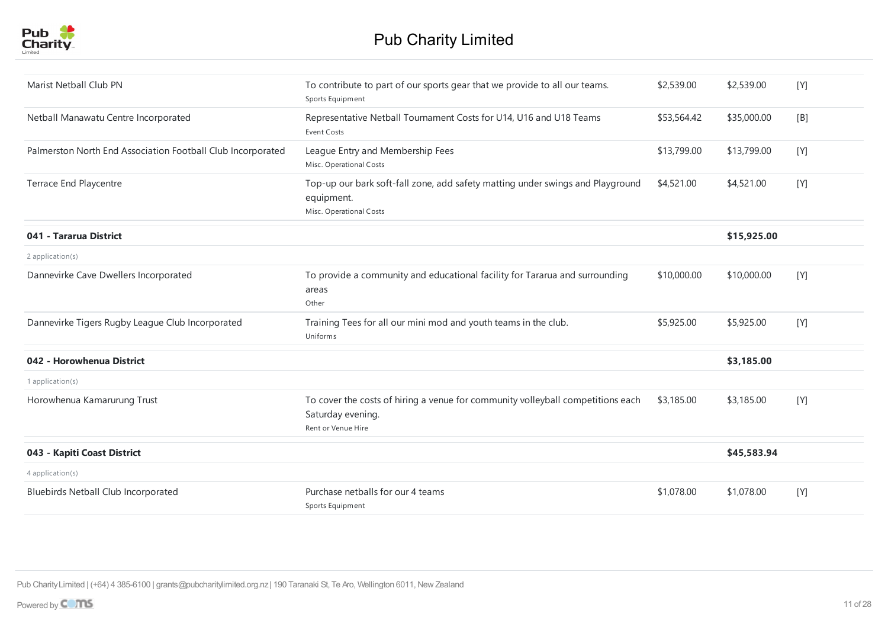| | | | | |
|---|---|---|---|---|
| Marist Netball Club PN | To contribute to part of our sports gear that we provide to all our teams.<br>Sports Equipment | $2,539.00 | $2,539.00 | [Y] |
| Netball Manawatu Centre Incorporated | Representative Netball Tournament Costs for U14, U16 and U18 Teams<br>Event Costs | $53,564.42 | $35,000.00 | [B] |
| Palmerston North End Association Football Club Incorporated | League Entry and Membership Fees<br>Misc. Operational Costs | $13,799.00 | $13,799.00 | [Y] |
| Terrace End Playcentre | Top-up our bark soft-fall zone, add safety matting under swings and Playground equipment.<br>Misc. Operational Costs | $4,521.00 | $4,521.00 | [Y] |
| **041 - Tararua District** | | | **$15,925.00** | |
| 2 application(s) | | | | |
| Dannevirke Cave Dwellers Incorporated | To provide a community and educational facility for Tararua and surrounding areas<br>Other | $10,000.00 | $10,000.00 | [Y] |
| Dannevirke Tigers Rugby League Club Incorporated | Training Tees for all our mini mod and youth teams in the club.<br>Uniforms | $5,925.00 | $5,925.00 | [Y] |
| **042 - Horowhenua District** | | | **$3,185.00** | |
| 1 application(s) | | | | |
| Horowhenua Kamarurung Trust | To cover the costs of hiring a venue for community volleyball competitions each Saturday evening.<br>Rent or Venue Hire | $3,185.00 | $3,185.00 | [Y] |
| **043 - Kapiti Coast District** | | | **$45,583.94** | |
| 4 application(s) | | | | |
| Bluebirds Netball Club Incorporated | Purchase netballs for our 4 teams<br>Sports Equipment | $1,078.00 | $1,078.00 | [Y] |

Pub Charity Limited | (+64) 4 385-6100 | grants@pubcharitylimited.org.nz | 190 Taranaki St, Te Aro, Wellington 6011, New Zealand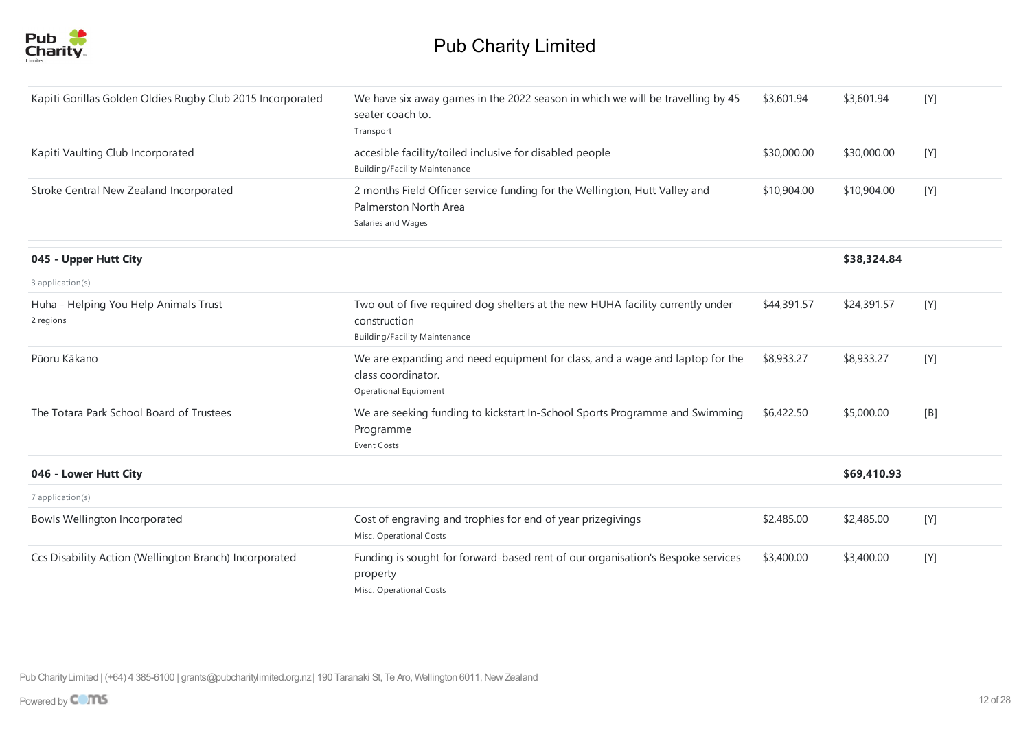| Organisation | Purpose | Requested | Granted | Status |
|---|---|---|---|---|
| Kapiti Gorillas Golden Oldies Rugby Club 2015 Incorporated | We have six away games in the 2022 season in which we will be travelling by 45 seater coach to.<br>Transport | $3,601.94 | $3,601.94 | [Y] |
| Kapiti Vaulting Club Incorporated | accesible facility/toiled inclusive for disabled people<br>Building/Facility Maintenance | $30,000.00 | $30,000.00 | [Y] |
| Stroke Central New Zealand Incorporated | 2 months Field Officer service funding for the Wellington, Hutt Valley and Palmerston North Area<br>Salaries and Wages | $10,904.00 | $10,904.00 | [Y] |
| **045 - Upper Hutt City** | | | **$38,324.84** | |
| 3 application(s) | | | | |
| Huha - Helping You Help Animals Trust<br>2 regions | Two out of five required dog shelters at the new HUHA facility currently under construction<br>Building/Facility Maintenance | $44,391.57 | $24,391.57 | [Y] |
| Pūoru Kākano | We are expanding and need equipment for class, and a wage and laptop for the class coordinator.<br>Operational Equipment | $8,933.27 | $8,933.27 | [Y] |
| The Totara Park School Board of Trustees | We are seeking funding to kickstart In-School Sports Programme and Swimming Programme<br>Event Costs | $6,422.50 | $5,000.00 | [B] |
| **046 - Lower Hutt City** | | | **$69,410.93** | |
| 7 application(s) | | | | |
| Bowls Wellington Incorporated | Cost of engraving and trophies for end of year prizegivings<br>Misc. Operational Costs | $2,485.00 | $2,485.00 | [Y] |
| Ccs Disability Action (Wellington Branch) Incorporated | Funding is sought for forward-based rent of our organisation's Bespoke services property<br>Misc. Operational Costs | $3,400.00 | $3,400.00 | [Y] |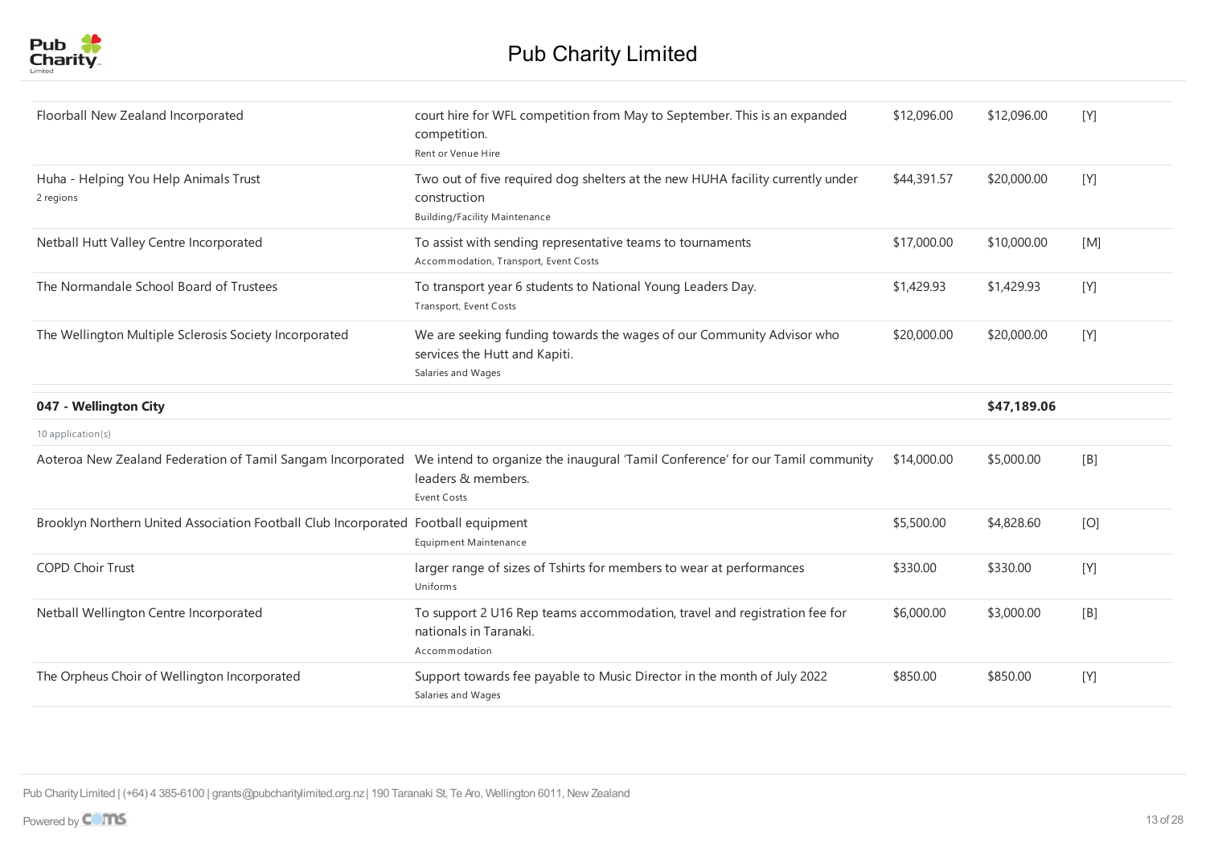# Pub Charity Limited

| Organisation | Purpose | Requested | Granted | |
|---|---|---|---|---|
| Floorball New Zealand Incorporated | court hire for WFL competition from May to September. This is an expanded competition.<br>Rent or Venue Hire | $12,096.00 | $12,096.00 | [Y] |
| Huha - Helping You Help Animals Trust<br>2 regions | Two out of five required dog shelters at the new HUHA facility currently under construction<br>Building/Facility Maintenance | $44,391.57 | $20,000.00 | [Y] |
| Netball Hutt Valley Centre Incorporated | To assist with sending representative teams to tournaments<br>Accommodation, Transport, Event Costs | $17,000.00 | $10,000.00 | [M] |
| The Normandale School Board of Trustees | To transport year 6 students to National Young Leaders Day.<br>Transport, Event Costs | $1,429.93 | $1,429.93 | [Y] |
| The Wellington Multiple Sclerosis Society Incorporated | We are seeking funding towards the wages of our Community Advisor who services the Hutt and Kapiti.<br>Salaries and Wages | $20,000.00 | $20,000.00 | [Y] |

## 047 - Wellington City — $47,189.06

10 application(s)

| Organisation | Purpose | Requested | Granted | |
|---|---|---|---|---|
| Aoteroa New Zealand Federation of Tamil Sangam Incorporated | We intend to organize the inaugural 'Tamil Conference' for our Tamil community leaders & members.<br>Event Costs | $14,000.00 | $5,000.00 | [B] |
| Brooklyn Northern United Association Football Club Incorporated | Football equipment<br>Equipment Maintenance | $5,500.00 | $4,828.60 | [O] |
| COPD Choir Trust | larger range of sizes of Tshirts for members to wear at performances<br>Uniforms | $330.00 | $330.00 | [Y] |
| Netball Wellington Centre Incorporated | To support 2 U16 Rep teams accommodation, travel and registration fee for nationals in Taranaki.<br>Accommodation | $6,000.00 | $3,000.00 | [B] |
| The Orpheus Choir of Wellington Incorporated | Support towards fee payable to Music Director in the month of July 2022<br>Salaries and Wages | $850.00 | $850.00 | [Y] |

Pub Charity Limited | (+64) 4 385-6100 | grants@pubcharitylimited.org.nz | 190 Taranaki St, Te Aro, Wellington 6011, New Zealand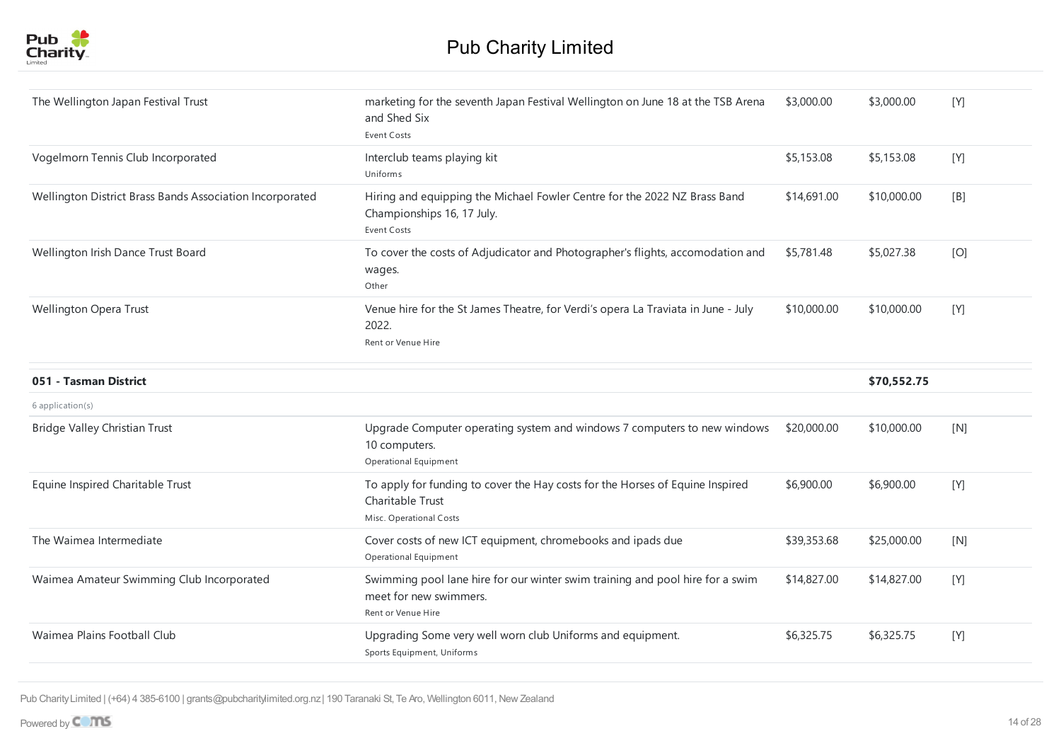# Pub Charity Limited

| | | | | |
|---|---|---|---|---|
| The Wellington Japan Festival Trust | marketing for the seventh Japan Festival Wellington on June 18 at the TSB Arena and Shed Six<br>Event Costs | $3,000.00 | $3,000.00 | [Y] |
| Vogelmorn Tennis Club Incorporated | Interclub teams playing kit<br>Uniforms | $5,153.08 | $5,153.08 | [Y] |
| Wellington District Brass Bands Association Incorporated | Hiring and equipping the Michael Fowler Centre for the 2022 NZ Brass Band Championships 16, 17 July.<br>Event Costs | $14,691.00 | $10,000.00 | [B] |
| Wellington Irish Dance Trust Board | To cover the costs of Adjudicator and Photographer's flights, accomodation and wages.<br>Other | $5,781.48 | $5,027.38 | [O] |
| Wellington Opera Trust | Venue hire for the St James Theatre, for Verdi's opera La Traviata in June - July 2022.<br>Rent or Venue Hire | $10,000.00 | $10,000.00 | [Y] |
| **051 - Tasman District** | | | **$70,552.75** | |
| 6 application(s) | | | | |
| Bridge Valley Christian Trust | Upgrade Computer operating system and windows 7 computers to new windows 10 computers.<br>Operational Equipment | $20,000.00 | $10,000.00 | [N] |
| Equine Inspired Charitable Trust | To apply for funding to cover the Hay costs for the Horses of Equine Inspired Charitable Trust<br>Misc. Operational Costs | $6,900.00 | $6,900.00 | [Y] |
| The Waimea Intermediate | Cover costs of new ICT equipment, chromebooks and ipads due<br>Operational Equipment | $39,353.68 | $25,000.00 | [N] |
| Waimea Amateur Swimming Club Incorporated | Swimming pool lane hire for our winter swim training and pool hire for a swim meet for new swimmers.<br>Rent or Venue Hire | $14,827.00 | $14,827.00 | [Y] |
| Waimea Plains Football Club | Upgrading Some very well worn club Uniforms and equipment.<br>Sports Equipment, Uniforms | $6,325.75 | $6,325.75 | [Y] |

Pub Charity Limited | (+64) 4 385-6100 | grants@pubcharitylimited.org.nz | 190 Taranaki St, Te Aro, Wellington 6011, New Zealand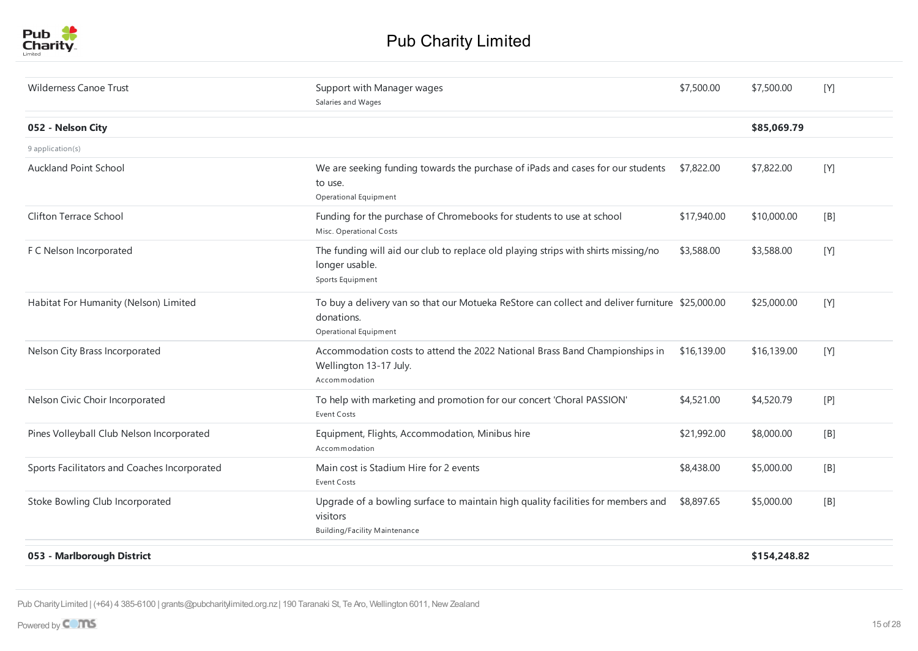| | | | | |
|---|---|---|---|---|
| Wilderness Canoe Trust | Support with Manager wages<br>Salaries and Wages | $7,500.00 | $7,500.00 | [Y] |
| **052 - Nelson City** | | | **$85,069.79** | |
| 9 application(s) | | | | |
| Auckland Point School | We are seeking funding towards the purchase of iPads and cases for our students to use.<br>Operational Equipment | $7,822.00 | $7,822.00 | [Y] |
| Clifton Terrace School | Funding for the purchase of Chromebooks for students to use at school<br>Misc. Operational Costs | $17,940.00 | $10,000.00 | [B] |
| F C Nelson Incorporated | The funding will aid our club to replace old playing strips with shirts missing/no longer usable.<br>Sports Equipment | $3,588.00 | $3,588.00 | [Y] |
| Habitat For Humanity (Nelson) Limited | To buy a delivery van so that our Motueka ReStore can collect and deliver furniture donations.<br>Operational Equipment | $25,000.00 | $25,000.00 | [Y] |
| Nelson City Brass Incorporated | Accommodation costs to attend the 2022 National Brass Band Championships in Wellington 13-17 July.<br>Accommodation | $16,139.00 | $16,139.00 | [Y] |
| Nelson Civic Choir Incorporated | To help with marketing and promotion for our concert 'Choral PASSION'<br>Event Costs | $4,521.00 | $4,520.79 | [P] |
| Pines Volleyball Club Nelson Incorporated | Equipment, Flights, Accommodation, Minibus hire<br>Accommodation | $21,992.00 | $8,000.00 | [B] |
| Sports Facilitators and Coaches Incorporated | Main cost is Stadium Hire for 2 events<br>Event Costs | $8,438.00 | $5,000.00 | [B] |
| Stoke Bowling Club Incorporated | Upgrade of a bowling surface to maintain high quality facilities for members and visitors<br>Building/Facility Maintenance | $8,897.65 | $5,000.00 | [B] |
| **053 - Marlborough District** | | | **$154,248.82** | |

Pub Charity Limited | (+64) 4 385-6100 | grants@pubcharitylimited.org.nz | 190 Taranaki St, Te Aro, Wellington 6011, New Zealand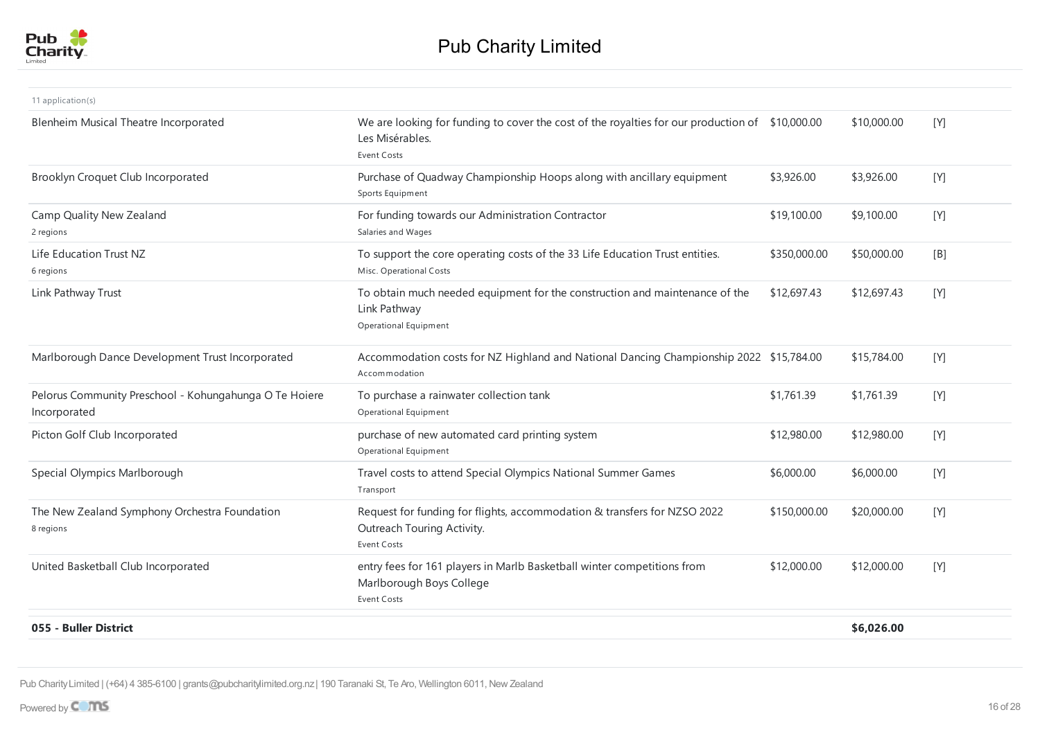# Pub Charity Limited

| 11 application(s) | | | | |
|---|---|---|---|---|
| Blenheim Musical Theatre Incorporated | We are looking for funding to cover the cost of the royalties for our production of Les Misérables.<br>Event Costs | $10,000.00 | $10,000.00 | [Y] |
| Brooklyn Croquet Club Incorporated | Purchase of Quadway Championship Hoops along with ancillary equipment<br>Sports Equipment | $3,926.00 | $3,926.00 | [Y] |
| Camp Quality New Zealand<br>2 regions | For funding towards our Administration Contractor<br>Salaries and Wages | $19,100.00 | $9,100.00 | [Y] |
| Life Education Trust NZ<br>6 regions | To support the core operating costs of the 33 Life Education Trust entities.<br>Misc. Operational Costs | $350,000.00 | $50,000.00 | [B] |
| Link Pathway Trust | To obtain much needed equipment for the construction and maintenance of the Link Pathway<br>Operational Equipment | $12,697.43 | $12,697.43 | [Y] |
| Marlborough Dance Development Trust Incorporated | Accommodation costs for NZ Highland and National Dancing Championship 2022<br>Accommodation | $15,784.00 | $15,784.00 | [Y] |
| Pelorus Community Preschool - Kohungahunga O Te Hoiere Incorporated | To purchase a rainwater collection tank<br>Operational Equipment | $1,761.39 | $1,761.39 | [Y] |
| Picton Golf Club Incorporated | purchase of new automated card printing system<br>Operational Equipment | $12,980.00 | $12,980.00 | [Y] |
| Special Olympics Marlborough | Travel costs to attend Special Olympics National Summer Games<br>Transport | $6,000.00 | $6,000.00 | [Y] |
| The New Zealand Symphony Orchestra Foundation<br>8 regions | Request for funding for flights, accommodation & transfers for NZSO 2022 Outreach Touring Activity.<br>Event Costs | $150,000.00 | $20,000.00 | [Y] |
| United Basketball Club Incorporated | entry fees for 161 players in Marlb Basketball winter competitions from Marlborough Boys College<br>Event Costs | $12,000.00 | $12,000.00 | [Y] |
| **055 - Buller District** | | | **$6,026.00** | |

Pub Charity Limited | (+64) 4 385-6100 | grants@pubcharitylimited.org.nz | 190 Taranaki St, Te Aro, Wellington 6011, New Zealand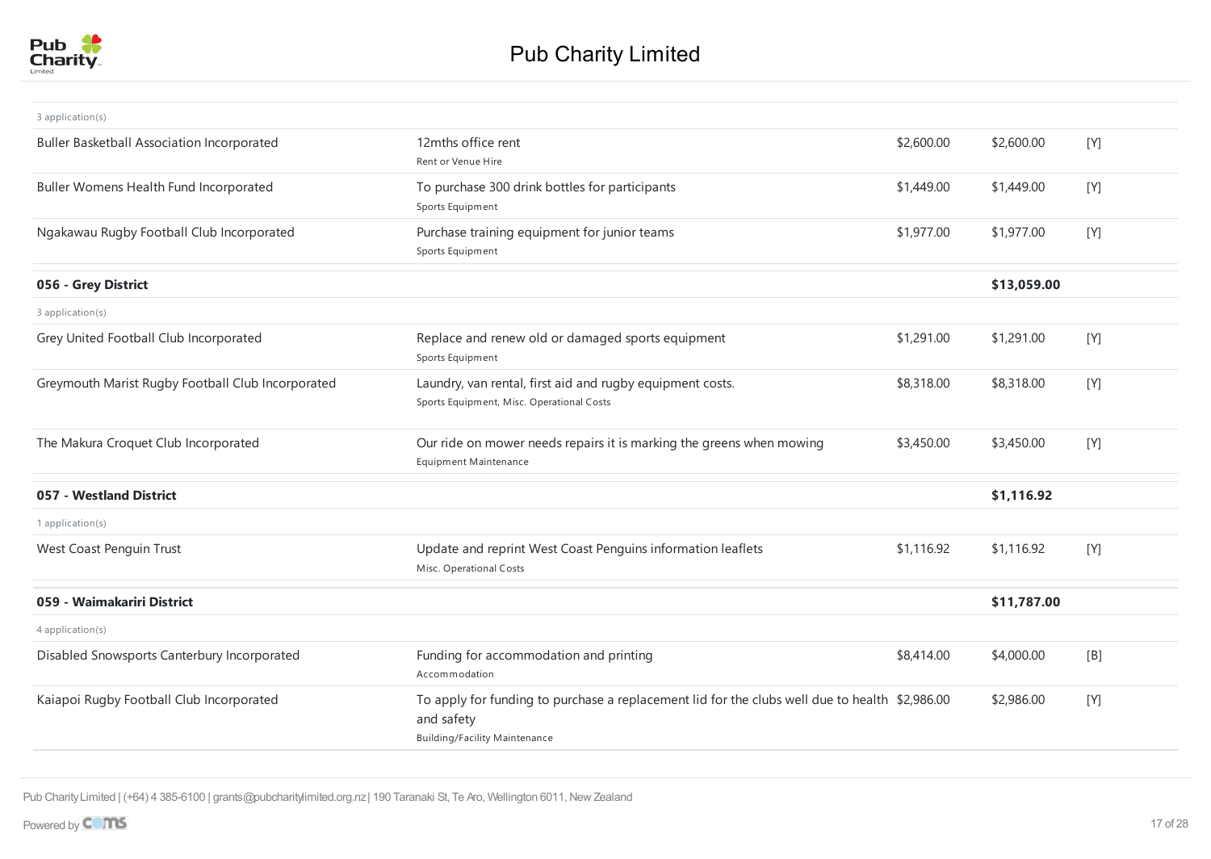| | | | | |
|---|---|---|---|---|
| 3 application(s) | | | | |
| Buller Basketball Association Incorporated | 12mths office rent<br>Rent or Venue Hire | $2,600.00 | $2,600.00 | [Y] |
| Buller Womens Health Fund Incorporated | To purchase 300 drink bottles for participants<br>Sports Equipment | $1,449.00 | $1,449.00 | [Y] |
| Ngakawau Rugby Football Club Incorporated | Purchase training equipment for junior teams<br>Sports Equipment | $1,977.00 | $1,977.00 | [Y] |
| **056 - Grey District** | | | **$13,059.00** | |
| 3 application(s) | | | | |
| Grey United Football Club Incorporated | Replace and renew old or damaged sports equipment<br>Sports Equipment | $1,291.00 | $1,291.00 | [Y] |
| Greymouth Marist Rugby Football Club Incorporated | Laundry, van rental, first aid and rugby equipment costs.<br>Sports Equipment, Misc. Operational Costs | $8,318.00 | $8,318.00 | [Y] |
| The Makura Croquet Club Incorporated | Our ride on mower needs repairs it is marking the greens when mowing<br>Equipment Maintenance | $3,450.00 | $3,450.00 | [Y] |
| **057 - Westland District** | | | **$1,116.92** | |
| 1 application(s) | | | | |
| West Coast Penguin Trust | Update and reprint West Coast Penguins information leaflets<br>Misc. Operational Costs | $1,116.92 | $1,116.92 | [Y] |
| **059 - Waimakariri District** | | | **$11,787.00** | |
| 4 application(s) | | | | |
| Disabled Snowsports Canterbury Incorporated | Funding for accommodation and printing<br>Accommodation | $8,414.00 | $4,000.00 | [B] |
| Kaiapoi Rugby Football Club Incorporated | To apply for funding to purchase a replacement lid for the clubs well due to health and safety<br>Building/Facility Maintenance | $2,986.00 | $2,986.00 | [Y] |

Pub Charity Limited | (+64) 4 385-6100 | grants@pubcharitylimited.org.nz | 190 Taranaki St, Te Aro, Wellington 6011, New Zealand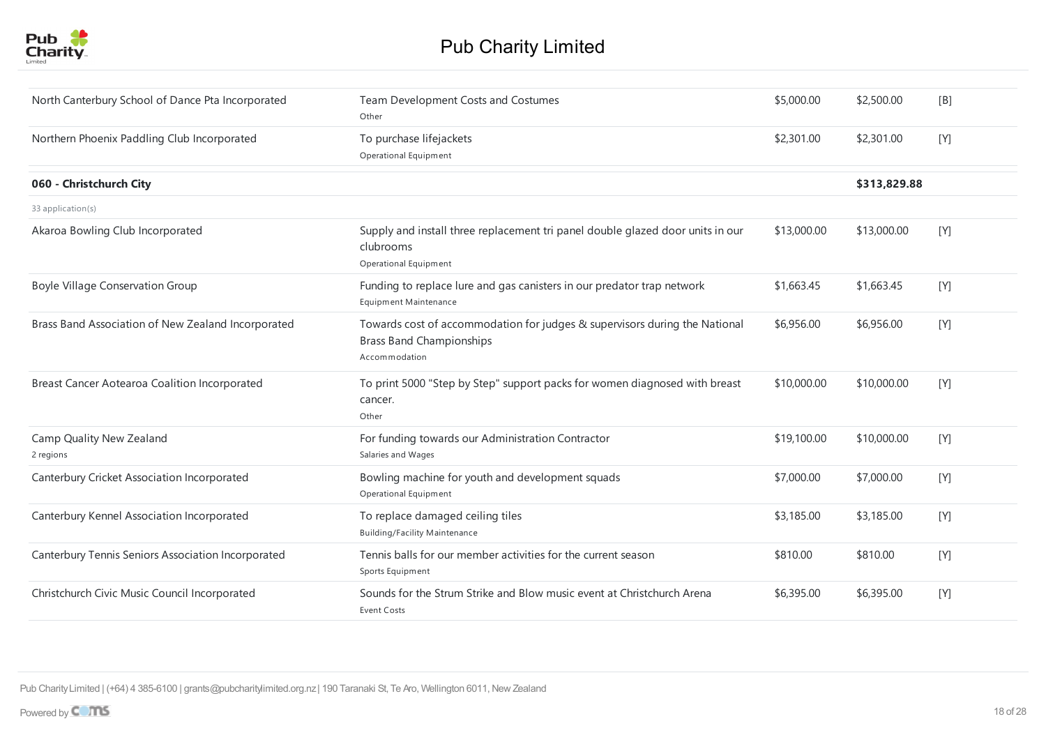| | | | | |
|---|---|---|---|---|
| North Canterbury School of Dance Pta Incorporated | Team Development Costs and Costumes<br>Other | $5,000.00 | $2,500.00 | [B] |
| Northern Phoenix Paddling Club Incorporated | To purchase lifejackets<br>Operational Equipment | $2,301.00 | $2,301.00 | [Y] |
| **060 - Christchurch City** | | | **$313,829.88** | |
| 33 application(s) | | | | |
| Akaroa Bowling Club Incorporated | Supply and install three replacement tri panel double glazed door units in our clubrooms<br>Operational Equipment | $13,000.00 | $13,000.00 | [Y] |
| Boyle Village Conservation Group | Funding to replace lure and gas canisters in our predator trap network<br>Equipment Maintenance | $1,663.45 | $1,663.45 | [Y] |
| Brass Band Association of New Zealand Incorporated | Towards cost of accommodation for judges & supervisors during the National Brass Band Championships<br>Accommodation | $6,956.00 | $6,956.00 | [Y] |
| Breast Cancer Aotearoa Coalition Incorporated | To print 5000 "Step by Step" support packs for women diagnosed with breast cancer.<br>Other | $10,000.00 | $10,000.00 | [Y] |
| Camp Quality New Zealand<br>2 regions | For funding towards our Administration Contractor<br>Salaries and Wages | $19,100.00 | $10,000.00 | [Y] |
| Canterbury Cricket Association Incorporated | Bowling machine for youth and development squads<br>Operational Equipment | $7,000.00 | $7,000.00 | [Y] |
| Canterbury Kennel Association Incorporated | To replace damaged ceiling tiles<br>Building/Facility Maintenance | $3,185.00 | $3,185.00 | [Y] |
| Canterbury Tennis Seniors Association Incorporated | Tennis balls for our member activities for the current season<br>Sports Equipment | $810.00 | $810.00 | [Y] |
| Christchurch Civic Music Council Incorporated | Sounds for the Strum Strike and Blow music event at Christchurch Arena<br>Event Costs | $6,395.00 | $6,395.00 | [Y] |

Pub Charity Limited | (+64) 4 385-6100 | grants@pubcharitylimited.org.nz | 190 Taranaki St, Te Aro, Wellington 6011, New Zealand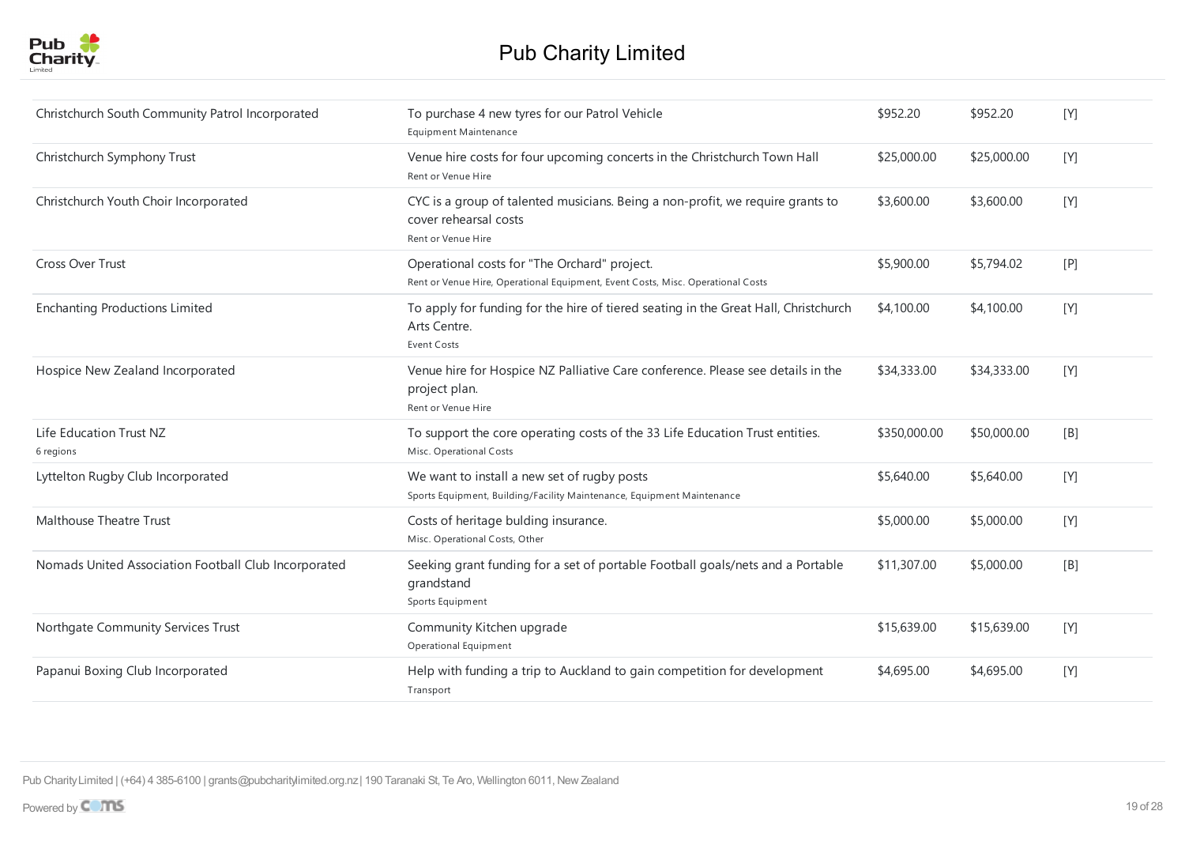| | | | | |
|---|---|---|---|---|
| Christchurch South Community Patrol Incorporated | To purchase 4 new tyres for our Patrol Vehicle<br>Equipment Maintenance | $952.20 | $952.20 | [Y] |
| Christchurch Symphony Trust | Venue hire costs for four upcoming concerts in the Christchurch Town Hall<br>Rent or Venue Hire | $25,000.00 | $25,000.00 | [Y] |
| Christchurch Youth Choir Incorporated | CYC is a group of talented musicians. Being a non-profit, we require grants to cover rehearsal costs<br>Rent or Venue Hire | $3,600.00 | $3,600.00 | [Y] |
| Cross Over Trust | Operational costs for "The Orchard" project.<br>Rent or Venue Hire, Operational Equipment, Event Costs, Misc. Operational Costs | $5,900.00 | $5,794.02 | [P] |
| Enchanting Productions Limited | To apply for funding for the hire of tiered seating in the Great Hall, Christchurch Arts Centre.<br>Event Costs | $4,100.00 | $4,100.00 | [Y] |
| Hospice New Zealand Incorporated | Venue hire for Hospice NZ Palliative Care conference. Please see details in the project plan.<br>Rent or Venue Hire | $34,333.00 | $34,333.00 | [Y] |
| Life Education Trust NZ<br>6 regions | To support the core operating costs of the 33 Life Education Trust entities.<br>Misc. Operational Costs | $350,000.00 | $50,000.00 | [B] |
| Lyttelton Rugby Club Incorporated | We want to install a new set of rugby posts<br>Sports Equipment, Building/Facility Maintenance, Equipment Maintenance | $5,640.00 | $5,640.00 | [Y] |
| Malthouse Theatre Trust | Costs of heritage bulding insurance.<br>Misc. Operational Costs, Other | $5,000.00 | $5,000.00 | [Y] |
| Nomads United Association Football Club Incorporated | Seeking grant funding for a set of portable Football goals/nets and a Portable grandstand<br>Sports Equipment | $11,307.00 | $5,000.00 | [B] |
| Northgate Community Services Trust | Community Kitchen upgrade<br>Operational Equipment | $15,639.00 | $15,639.00 | [Y] |
| Papanui Boxing Club Incorporated | Help with funding a trip to Auckland to gain competition for development<br>Transport | $4,695.00 | $4,695.00 | [Y] |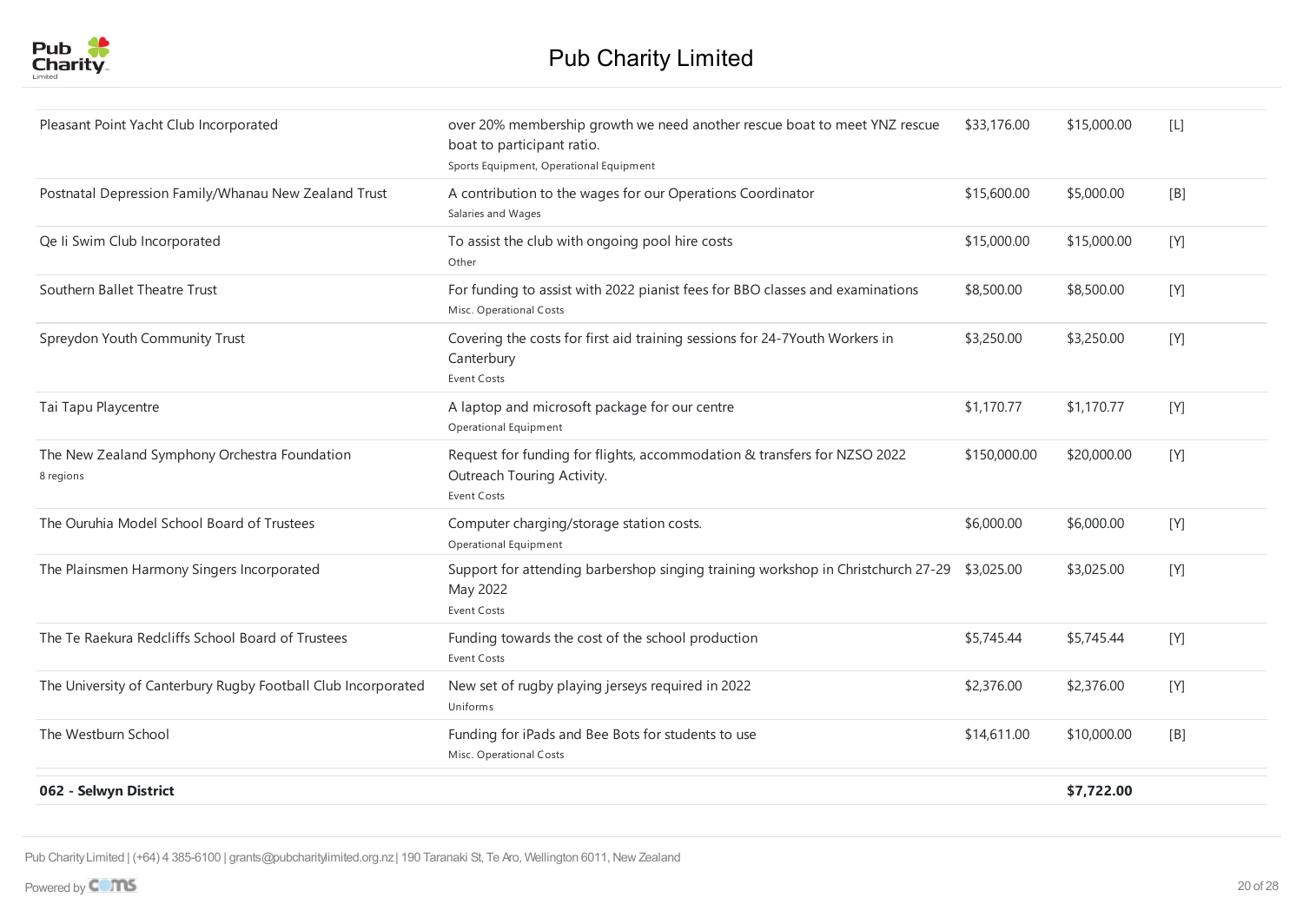| | | | | |
|---|---|---|---|---|
| Pleasant Point Yacht Club Incorporated | over 20% membership growth we need another rescue boat to meet YNZ rescue boat to participant ratio.<br>Sports Equipment, Operational Equipment | $33,176.00 | $15,000.00 | [L] |
| Postnatal Depression Family/Whanau New Zealand Trust | A contribution to the wages for our Operations Coordinator<br>Salaries and Wages | $15,600.00 | $5,000.00 | [B] |
| Qe Ii Swim Club Incorporated | To assist the club with ongoing pool hire costs<br>Other | $15,000.00 | $15,000.00 | [Y] |
| Southern Ballet Theatre Trust | For funding to assist with 2022 pianist fees for BBO classes and examinations<br>Misc. Operational Costs | $8,500.00 | $8,500.00 | [Y] |
| Spreydon Youth Community Trust | Covering the costs for first aid training sessions for 24-7Youth Workers in Canterbury<br>Event Costs | $3,250.00 | $3,250.00 | [Y] |
| Tai Tapu Playcentre | A laptop and microsoft package for our centre<br>Operational Equipment | $1,170.77 | $1,170.77 | [Y] |
| The New Zealand Symphony Orchestra Foundation<br>8 regions | Request for funding for flights, accommodation & transfers for NZSO 2022 Outreach Touring Activity.<br>Event Costs | $150,000.00 | $20,000.00 | [Y] |
| The Ouruhia Model School Board of Trustees | Computer charging/storage station costs.<br>Operational Equipment | $6,000.00 | $6,000.00 | [Y] |
| The Plainsmen Harmony Singers Incorporated | Support for attending barbershop singing training workshop in Christchurch 27-29 May 2022<br>Event Costs | $3,025.00 | $3,025.00 | [Y] |
| The Te Raekura Redcliffs School Board of Trustees | Funding towards the cost of the school production<br>Event Costs | $5,745.44 | $5,745.44 | [Y] |
| The University of Canterbury Rugby Football Club Incorporated | New set of rugby playing jerseys required in 2022<br>Uniforms | $2,376.00 | $2,376.00 | [Y] |
| The Westburn School | Funding for iPads and Bee Bots for students to use<br>Misc. Operational Costs | $14,611.00 | $10,000.00 | [B] |
| **062 - Selwyn District** | | | **$7,722.00** | |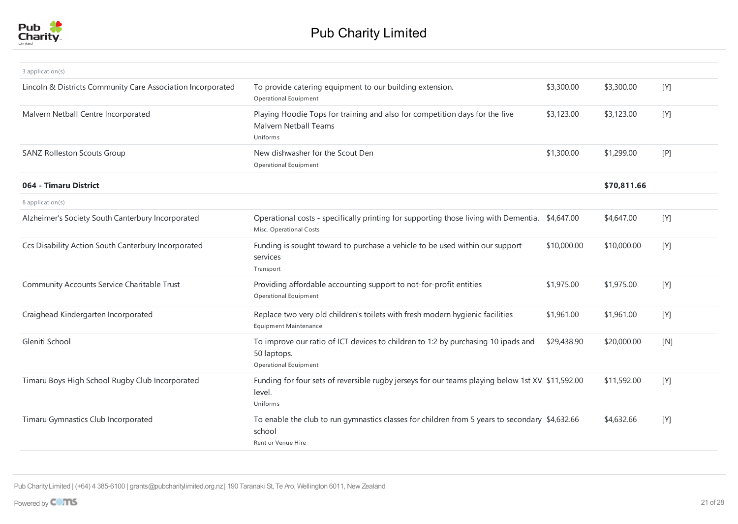| | | | | |
|---|---|---|---|---|
| 3 application(s) | | | | |
| Lincoln & Districts Community Care Association Incorporated | To provide catering equipment to our building extension.<br>Operational Equipment | $3,300.00 | $3,300.00 | [Y] |
| Malvern Netball Centre Incorporated | Playing Hoodie Tops for training and also for competition days for the five Malvern Netball Teams<br>Uniforms | $3,123.00 | $3,123.00 | [Y] |
| SANZ Rolleston Scouts Group | New dishwasher for the Scout Den<br>Operational Equipment | $1,300.00 | $1,299.00 | [P] |
| **064 - Timaru District** | | | **$70,811.66** | |
| 8 application(s) | | | | |
| Alzheimer's Society South Canterbury Incorporated | Operational costs - specifically printing for supporting those living with Dementia.<br>Misc. Operational Costs | $4,647.00 | $4,647.00 | [Y] |
| Ccs Disability Action South Canterbury Incorporated | Funding is sought toward to purchase a vehicle to be used within our support services<br>Transport | $10,000.00 | $10,000.00 | [Y] |
| Community Accounts Service Charitable Trust | Providing affordable accounting support to not-for-profit entities<br>Operational Equipment | $1,975.00 | $1,975.00 | [Y] |
| Craighead Kindergarten Incorporated | Replace two very old children's toilets with fresh modern hygienic facilities<br>Equipment Maintenance | $1,961.00 | $1,961.00 | [Y] |
| Gleniti School | To improve our ratio of ICT devices to children to 1:2 by purchasing 10 ipads and 50 laptops.<br>Operational Equipment | $29,438.90 | $20,000.00 | [N] |
| Timaru Boys High School Rugby Club Incorporated | Funding for four sets of reversible rugby jerseys for our teams playing below 1st XV level.<br>Uniforms | $11,592.00 | $11,592.00 | [Y] |
| Timaru Gymnastics Club Incorporated | To enable the club to run gymnastics classes for children from 5 years to secondary school<br>Rent or Venue Hire | $4,632.66 | $4,632.66 | [Y] |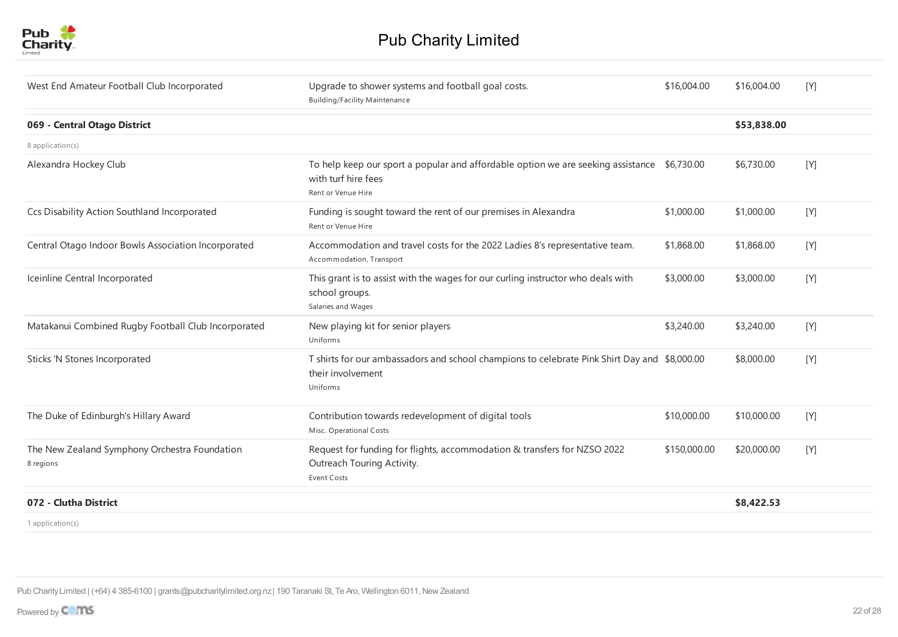| | | | | |
|---|---|---|---|---|
| West End Amateur Football Club Incorporated | Upgrade to shower systems and football goal costs.<br>Building/Facility Maintenance | $16,004.00 | $16,004.00 | [Y] |
| **069 - Central Otago District** | | | **$53,838.00** | |
| 8 application(s) | | | | |
| Alexandra Hockey Club | To help keep our sport a popular and affordable option we are seeking assistance with turf hire fees<br>Rent or Venue Hire | $6,730.00 | $6,730.00 | [Y] |
| Ccs Disability Action Southland Incorporated | Funding is sought toward the rent of our premises in Alexandra<br>Rent or Venue Hire | $1,000.00 | $1,000.00 | [Y] |
| Central Otago Indoor Bowls Association Incorporated | Accommodation and travel costs for the 2022 Ladies 8's representative team.<br>Accommodation, Transport | $1,868.00 | $1,868.00 | [Y] |
| Iceinline Central Incorporated | This grant is to assist with the wages for our curling instructor who deals with school groups.<br>Salaries and Wages | $3,000.00 | $3,000.00 | [Y] |
| Matakanui Combined Rugby Football Club Incorporated | New playing kit for senior players<br>Uniforms | $3,240.00 | $3,240.00 | [Y] |
| Sticks 'N Stones Incorporated | T shirts for our ambassadors and school champions to celebrate Pink Shirt Day and their involvement<br>Uniforms | $8,000.00 | $8,000.00 | [Y] |
| The Duke of Edinburgh's Hillary Award | Contribution towards redevelopment of digital tools<br>Misc. Operational Costs | $10,000.00 | $10,000.00 | [Y] |
| The New Zealand Symphony Orchestra Foundation<br>8 regions | Request for funding for flights, accommodation & transfers for NZSO 2022 Outreach Touring Activity.<br>Event Costs | $150,000.00 | $20,000.00 | [Y] |
| **072 - Clutha District** | | | **$8,422.53** | |
| 1 application(s) | | | | |

Pub Charity Limited | (+64) 4 385-6100 | grants@pubcharitylimited.org.nz | 190 Taranaki St, Te Aro, Wellington 6011, New Zealand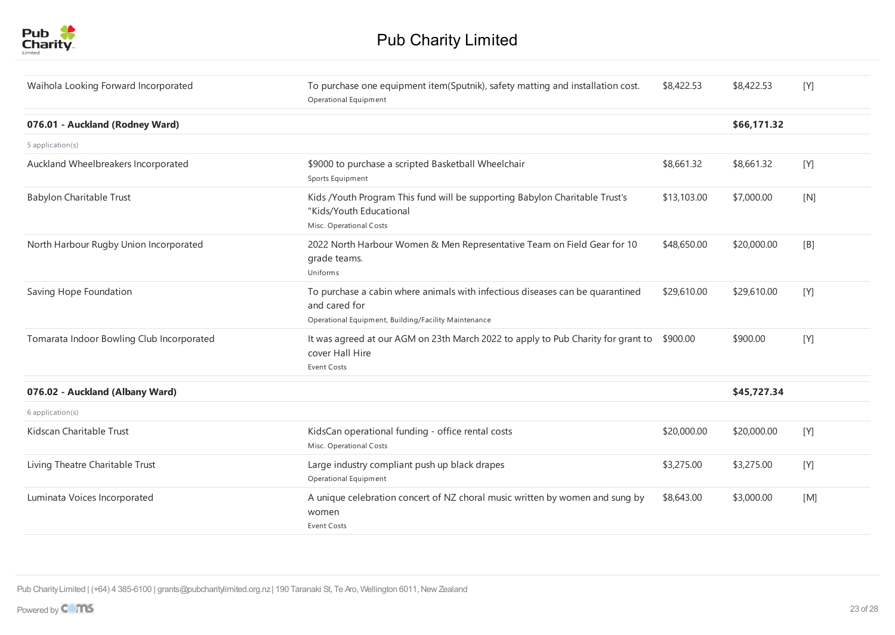| Organisation | Purpose | Requested | Granted | Status |
|---|---|---|---|---|
| Waihola Looking Forward Incorporated | To purchase one equipment item(Sputnik), safety matting and installation cost.<br>Operational Equipment | $8,422.53 | $8,422.53 | [Y] |
| **076.01 - Auckland (Rodney Ward)** | | | **$66,171.32** | |
| 5 application(s) | | | | |
| Auckland Wheelbreakers Incorporated | $9000 to purchase a scripted Basketball Wheelchair<br>Sports Equipment | $8,661.32 | $8,661.32 | [Y] |
| Babylon Charitable Trust | Kids /Youth Program This fund will be supporting Babylon Charitable Trust's "Kids/Youth Educational<br>Misc. Operational Costs | $13,103.00 | $7,000.00 | [N] |
| North Harbour Rugby Union Incorporated | 2022 North Harbour Women & Men Representative Team on Field Gear for 10 grade teams.<br>Uniforms | $48,650.00 | $20,000.00 | [B] |
| Saving Hope Foundation | To purchase a cabin where animals with infectious diseases can be quarantined and cared for<br>Operational Equipment, Building/Facility Maintenance | $29,610.00 | $29,610.00 | [Y] |
| Tomarata Indoor Bowling Club Incorporated | It was agreed at our AGM on 23th March 2022 to apply to Pub Charity for grant to cover Hall Hire<br>Event Costs | $900.00 | $900.00 | [Y] |
| **076.02 - Auckland (Albany Ward)** | | | **$45,727.34** | |
| 6 application(s) | | | | |
| Kidscan Charitable Trust | KidsCan operational funding - office rental costs<br>Misc. Operational Costs | $20,000.00 | $20,000.00 | [Y] |
| Living Theatre Charitable Trust | Large industry compliant push up black drapes<br>Operational Equipment | $3,275.00 | $3,275.00 | [Y] |
| Luminata Voices Incorporated | A unique celebration concert of NZ choral music written by women and sung by women<br>Event Costs | $8,643.00 | $3,000.00 | [M] |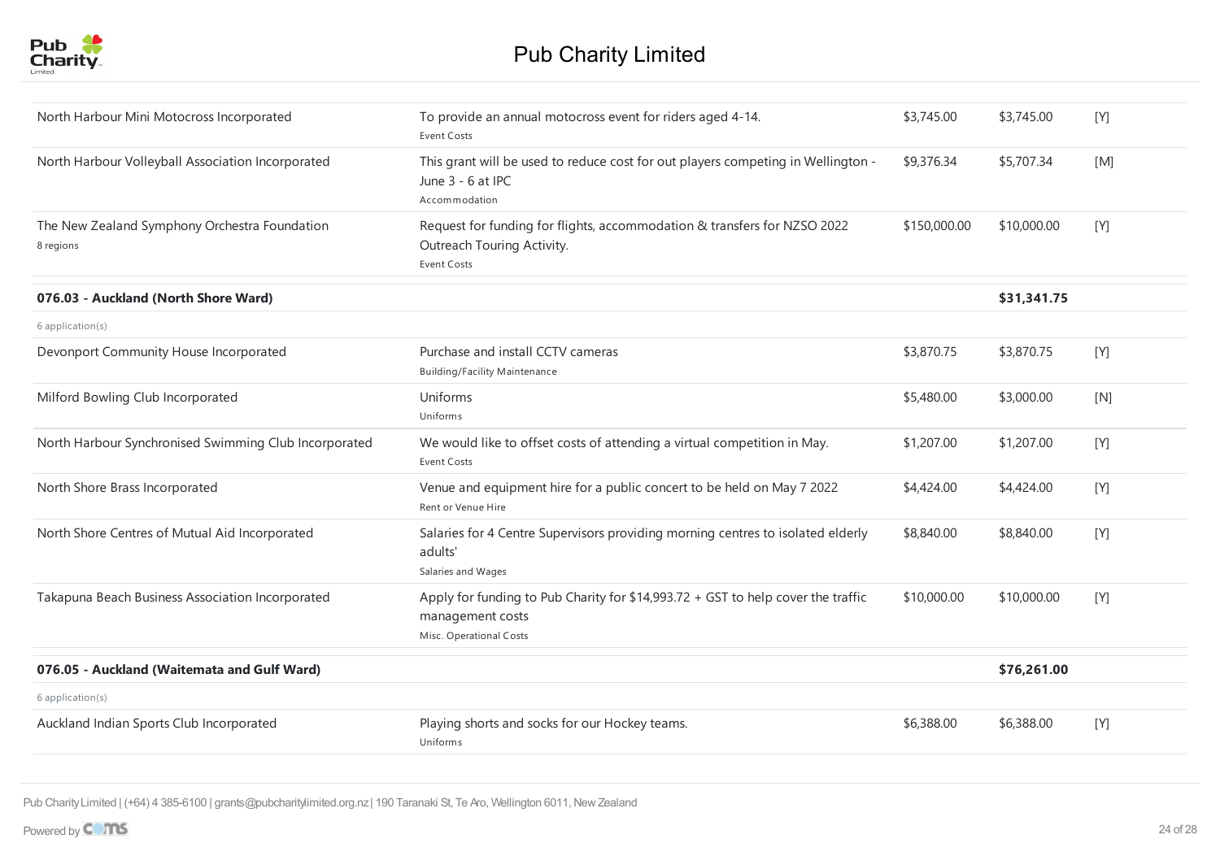| | | | | |
|---|---|---|---|---|
| North Harbour Mini Motocross Incorporated | To provide an annual motocross event for riders aged 4-14.<br>Event Costs | $3,745.00 | $3,745.00 | [Y] |
| North Harbour Volleyball Association Incorporated | This grant will be used to reduce cost for out players competing in Wellington - June 3 - 6 at IPC<br>Accommodation | $9,376.34 | $5,707.34 | [M] |
| The New Zealand Symphony Orchestra Foundation<br>8 regions | Request for funding for flights, accommodation & transfers for NZSO 2022 Outreach Touring Activity.<br>Event Costs | $150,000.00 | $10,000.00 | [Y] |
| **076.03 - Auckland (North Shore Ward)** | | | **$31,341.75** | |
| 6 application(s) | | | | |
| Devonport Community House Incorporated | Purchase and install CCTV cameras<br>Building/Facility Maintenance | $3,870.75 | $3,870.75 | [Y] |
| Milford Bowling Club Incorporated | Uniforms<br>Uniforms | $5,480.00 | $3,000.00 | [N] |
| North Harbour Synchronised Swimming Club Incorporated | We would like to offset costs of attending a virtual competition in May.<br>Event Costs | $1,207.00 | $1,207.00 | [Y] |
| North Shore Brass Incorporated | Venue and equipment hire for a public concert to be held on May 7 2022<br>Rent or Venue Hire | $4,424.00 | $4,424.00 | [Y] |
| North Shore Centres of Mutual Aid Incorporated | Salaries for 4 Centre Supervisors providing morning centres to isolated elderly adults'<br>Salaries and Wages | $8,840.00 | $8,840.00 | [Y] |
| Takapuna Beach Business Association Incorporated | Apply for funding to Pub Charity for $14,993.72 + GST to help cover the traffic management costs<br>Misc. Operational Costs | $10,000.00 | $10,000.00 | [Y] |
| **076.05 - Auckland (Waitemata and Gulf Ward)** | | | **$76,261.00** | |
| 6 application(s) | | | | |
| Auckland Indian Sports Club Incorporated | Playing shorts and socks for our Hockey teams.<br>Uniforms | $6,388.00 | $6,388.00 | [Y] |

Pub Charity Limited | (+64) 4 385-6100 | grants@pubcharitylimited.org.nz | 190 Taranaki St, Te Aro, Wellington 6011, New Zealand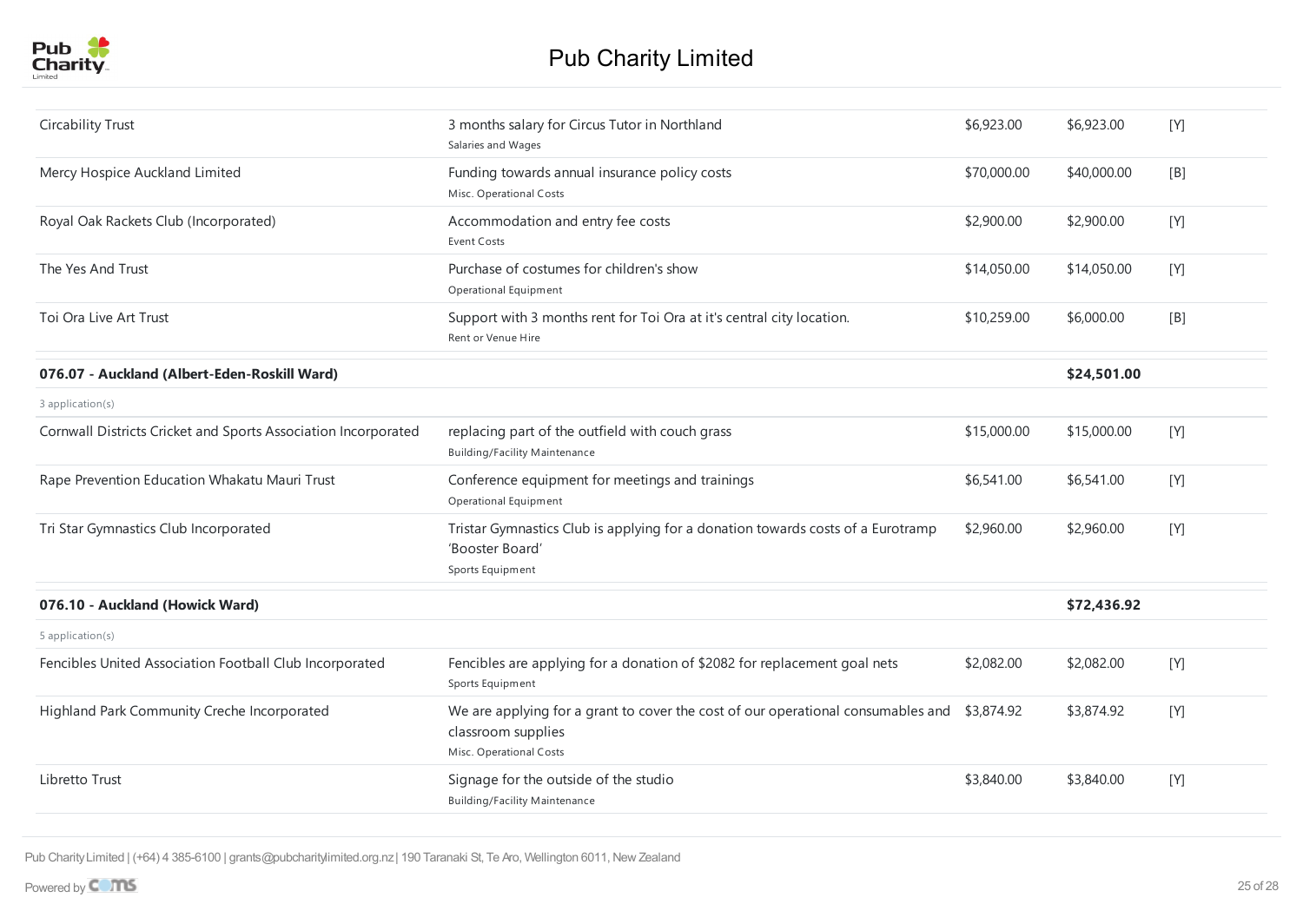| Organisation | Purpose | Requested | Granted | Status |
|---|---|---|---|---|
| Circability Trust | 3 months salary for Circus Tutor in Northland<br>Salaries and Wages | $6,923.00 | $6,923.00 | [Y] |
| Mercy Hospice Auckland Limited | Funding towards annual insurance policy costs<br>Misc. Operational Costs | $70,000.00 | $40,000.00 | [B] |
| Royal Oak Rackets Club (Incorporated) | Accommodation and entry fee costs<br>Event Costs | $2,900.00 | $2,900.00 | [Y] |
| The Yes And Trust | Purchase of costumes for children's show<br>Operational Equipment | $14,050.00 | $14,050.00 | [Y] |
| Toi Ora Live Art Trust | Support with 3 months rent for Toi Ora at it's central city location.<br>Rent or Venue Hire | $10,259.00 | $6,000.00 | [B] |
| **076.07 - Auckland (Albert-Eden-Roskill Ward)** | | | **$24,501.00** | |
| 3 application(s) | | | | |
| Cornwall Districts Cricket and Sports Association Incorporated | replacing part of the outfield with couch grass<br>Building/Facility Maintenance | $15,000.00 | $15,000.00 | [Y] |
| Rape Prevention Education Whakatu Mauri Trust | Conference equipment for meetings and trainings<br>Operational Equipment | $6,541.00 | $6,541.00 | [Y] |
| Tri Star Gymnastics Club Incorporated | Tristar Gymnastics Club is applying for a donation towards costs of a Eurotramp 'Booster Board'<br>Sports Equipment | $2,960.00 | $2,960.00 | [Y] |
| **076.10 - Auckland (Howick Ward)** | | | **$72,436.92** | |
| 5 application(s) | | | | |
| Fencibles United Association Football Club Incorporated | Fencibles are applying for a donation of $2082 for replacement goal nets<br>Sports Equipment | $2,082.00 | $2,082.00 | [Y] |
| Highland Park Community Creche Incorporated | We are applying for a grant to cover the cost of our operational consumables and classroom supplies<br>Misc. Operational Costs | $3,874.92 | $3,874.92 | [Y] |
| Libretto Trust | Signage for the outside of the studio<br>Building/Facility Maintenance | $3,840.00 | $3,840.00 | [Y] |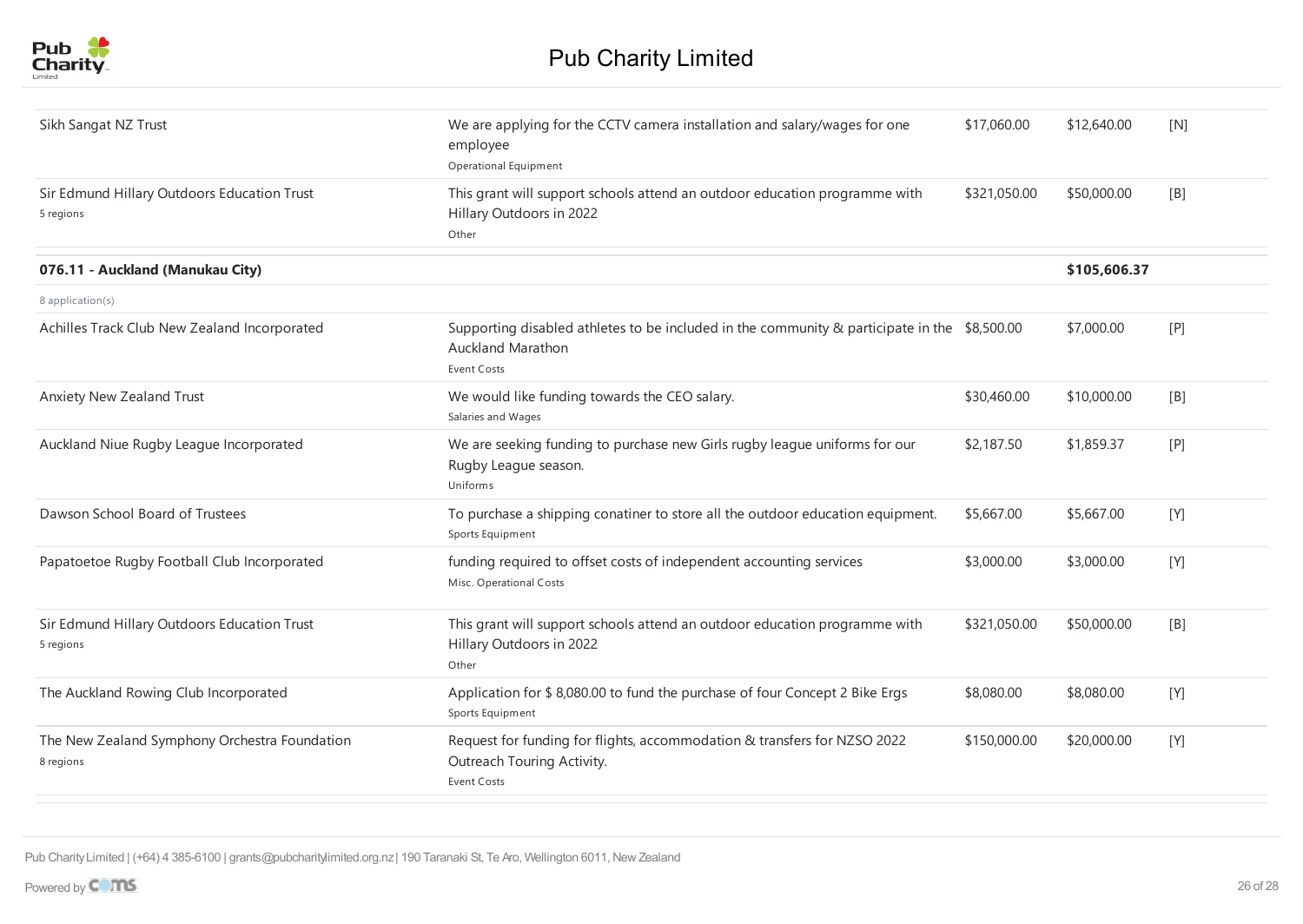| | | | | |
|---|---|---|---|---|
| Sikh Sangat NZ Trust | We are applying for the CCTV camera installation and salary/wages for one employee<br>Operational Equipment | $17,060.00 | $12,640.00 | [N] |
| Sir Edmund Hillary Outdoors Education Trust<br>5 regions | This grant will support schools attend an outdoor education programme with Hillary Outdoors in 2022<br>Other | $321,050.00 | $50,000.00 | [B] |

| **076.11 - Auckland (Manukau City)** | | | **$105,606.37** | |
|---|---|---|---|---|
| 8 application(s) | | | | |
| Achilles Track Club New Zealand Incorporated | Supporting disabled athletes to be included in the community & participate in the Auckland Marathon<br>Event Costs | $8,500.00 | $7,000.00 | [P] |
| Anxiety New Zealand Trust | We would like funding towards the CEO salary.<br>Salaries and Wages | $30,460.00 | $10,000.00 | [B] |
| Auckland Niue Rugby League Incorporated | We are seeking funding to purchase new Girls rugby league uniforms for our Rugby League season.<br>Uniforms | $2,187.50 | $1,859.37 | [P] |
| Dawson School Board of Trustees | To purchase a shipping conatiner to store all the outdoor education equipment.<br>Sports Equipment | $5,667.00 | $5,667.00 | [Y] |
| Papatoetoe Rugby Football Club Incorporated | funding required to offset costs of independent accounting services<br>Misc. Operational Costs | $3,000.00 | $3,000.00 | [Y] |
| Sir Edmund Hillary Outdoors Education Trust<br>5 regions | This grant will support schools attend an outdoor education programme with Hillary Outdoors in 2022<br>Other | $321,050.00 | $50,000.00 | [B] |
| The Auckland Rowing Club Incorporated | Application for $ 8,080.00 to fund the purchase of four Concept 2 Bike Ergs<br>Sports Equipment | $8,080.00 | $8,080.00 | [Y] |
| The New Zealand Symphony Orchestra Foundation<br>8 regions | Request for funding for flights, accommodation & transfers for NZSO 2022 Outreach Touring Activity.<br>Event Costs | $150,000.00 | $20,000.00 | [Y] |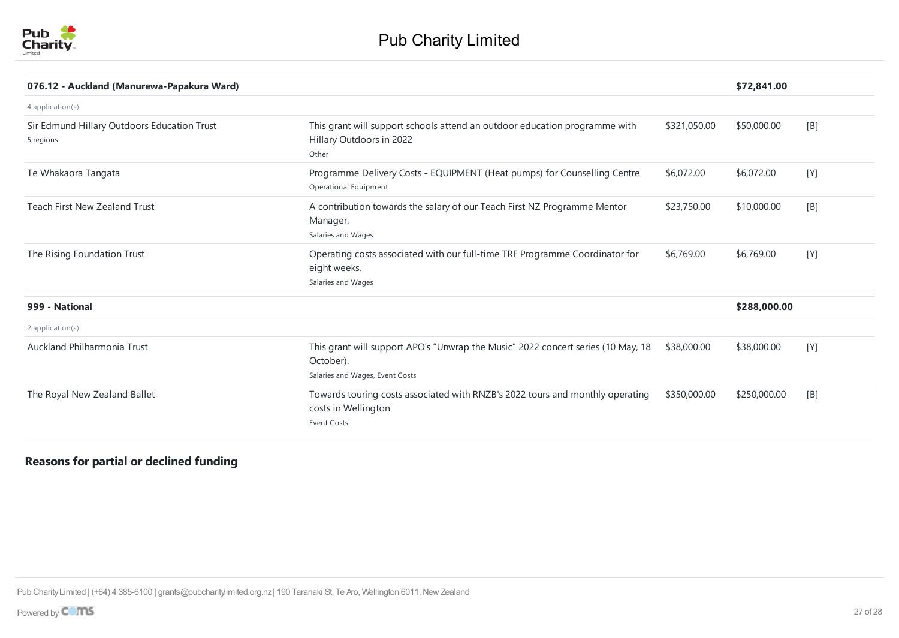# Pub Charity Limited

| 076.12 - Auckland (Manurewa-Papakura Ward) | | | **$72,841.00** | |
|---|---|---|---|---|
| 4 application(s) | | | | |
| Sir Edmund Hillary Outdoors Education Trust<br>5 regions | This grant will support schools attend an outdoor education programme with Hillary Outdoors in 2022<br>Other | $321,050.00 | $50,000.00 | [B] |
| Te Whakaora Tangata | Programme Delivery Costs - EQUIPMENT (Heat pumps) for Counselling Centre<br>Operational Equipment | $6,072.00 | $6,072.00 | [Y] |
| Teach First New Zealand Trust | A contribution towards the salary of our Teach First NZ Programme Mentor Manager.<br>Salaries and Wages | $23,750.00 | $10,000.00 | [B] |
| The Rising Foundation Trust | Operating costs associated with our full-time TRF Programme Coordinator for eight weeks.<br>Salaries and Wages | $6,769.00 | $6,769.00 | [Y] |

| 999 - National | | | **$288,000.00** | |
|---|---|---|---|---|
| 2 application(s) | | | | |
| Auckland Philharmonia Trust | This grant will support APO's "Unwrap the Music" 2022 concert series (10 May, 18 October).<br>Salaries and Wages, Event Costs | $38,000.00 | $38,000.00 | [Y] |
| The Royal New Zealand Ballet | Towards touring costs associated with RNZB's 2022 tours and monthly operating costs in Wellington<br>Event Costs | $350,000.00 | $250,000.00 | [B] |

## Reasons for partial or declined funding

Pub Charity Limited | (+64) 4 385-6100 | grants@pubcharitylimited.org.nz | 190 Taranaki St, Te Aro, Wellington 6011, New Zealand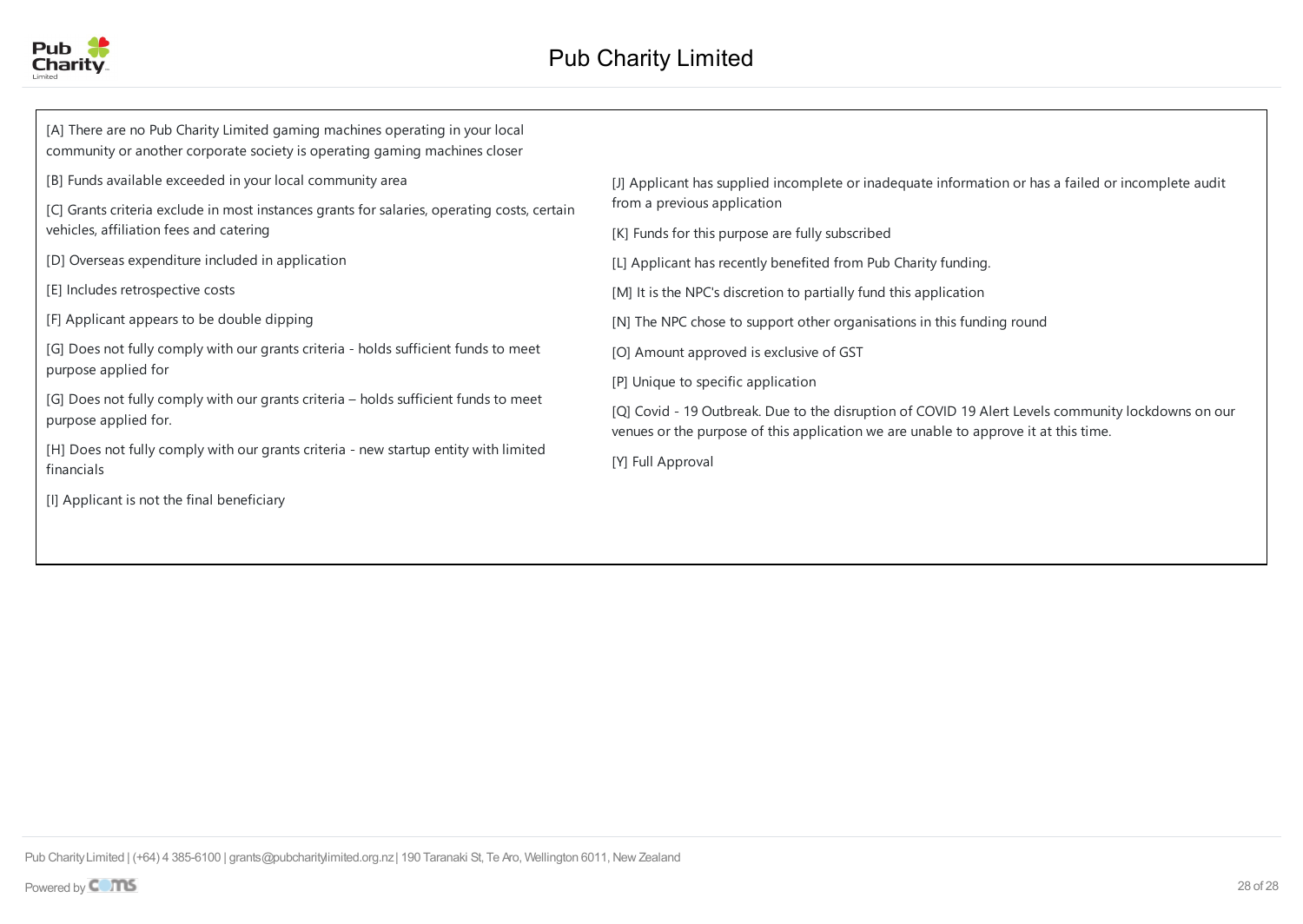[A] There are no Pub Charity Limited gaming machines operating in your local community or another corporate society is operating gaming machines closer

[B] Funds available exceeded in your local community area

[C] Grants criteria exclude in most instances grants for salaries, operating costs, certain vehicles, affiliation fees and catering

[D] Overseas expenditure included in application

[E] Includes retrospective costs

[F] Applicant appears to be double dipping

[G] Does not fully comply with our grants criteria - holds sufficient funds to meet purpose applied for

[G] Does not fully comply with our grants criteria – holds sufficient funds to meet purpose applied for.

[H] Does not fully comply with our grants criteria - new startup entity with limited financials

[I] Applicant is not the final beneficiary

[J] Applicant has supplied incomplete or inadequate information or has a failed or incomplete audit from a previous application

[K] Funds for this purpose are fully subscribed

[L] Applicant has recently benefited from Pub Charity funding.

[M] It is the NPC's discretion to partially fund this application

[N] The NPC chose to support other organisations in this funding round

[O] Amount approved is exclusive of GST

[P] Unique to specific application

[Q] Covid - 19 Outbreak. Due to the disruption of COVID 19 Alert Levels community lockdowns on our venues or the purpose of this application we are unable to approve it at this time.

[Y] Full Approval